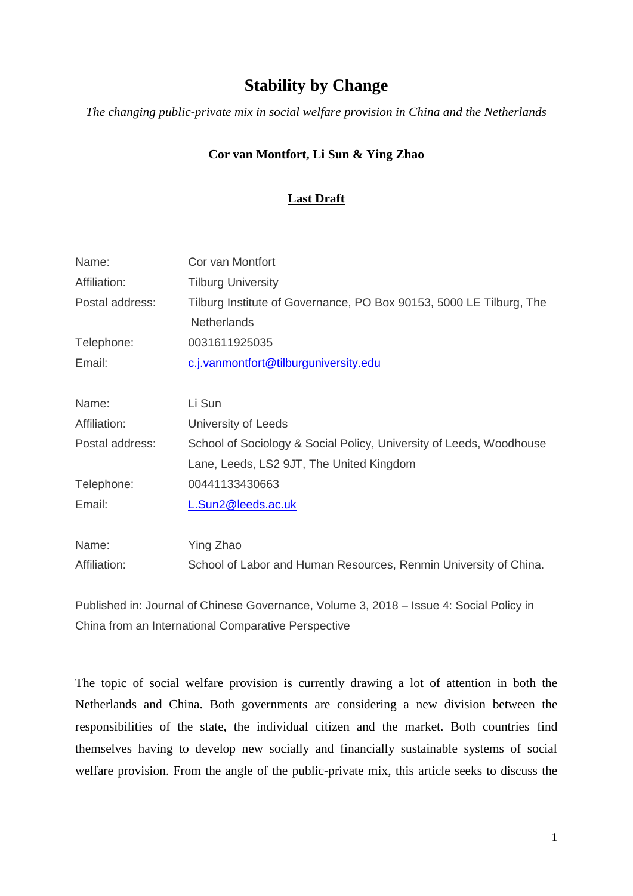# Stability by Change

*The changing public-private mix in social welfare provision in China and the Netherlands*

**Cor van Montfort, Li Sun & Ying Zhao**

**Last Draft**

| | |
|---|---|
| Name: | Cor van Montfort |
| Affiliation: | Tilburg University |
| Postal address: | Tilburg Institute of Governance, PO Box 90153, 5000 LE Tilburg, The Netherlands |
| Telephone: | 0031611925035 |
| Email: | c.j.vanmontfort@tilburguniversity.edu |

| | |
|---|---|
| Name: | Li Sun |
| Affiliation: | University of Leeds |
| Postal address: | School of Sociology & Social Policy, University of Leeds, Woodhouse Lane, Leeds, LS2 9JT, The United Kingdom |
| Telephone: | 00441133430663 |
| Email: | L.Sun2@leeds.ac.uk |

| | |
|---|---|
| Name: | Ying Zhao |
| Affiliation: | School of Labor and Human Resources, Renmin University of China. |

Published in: Journal of Chinese Governance, Volume 3, 2018 – Issue 4: Social Policy in China from an International Comparative Perspective

---

The topic of social welfare provision is currently drawing a lot of attention in both the Netherlands and China. Both governments are considering a new division between the responsibilities of the state, the individual citizen and the market. Both countries find themselves having to develop new socially and financially sustainable systems of social welfare provision. From the angle of the public-private mix, this article seeks to discuss the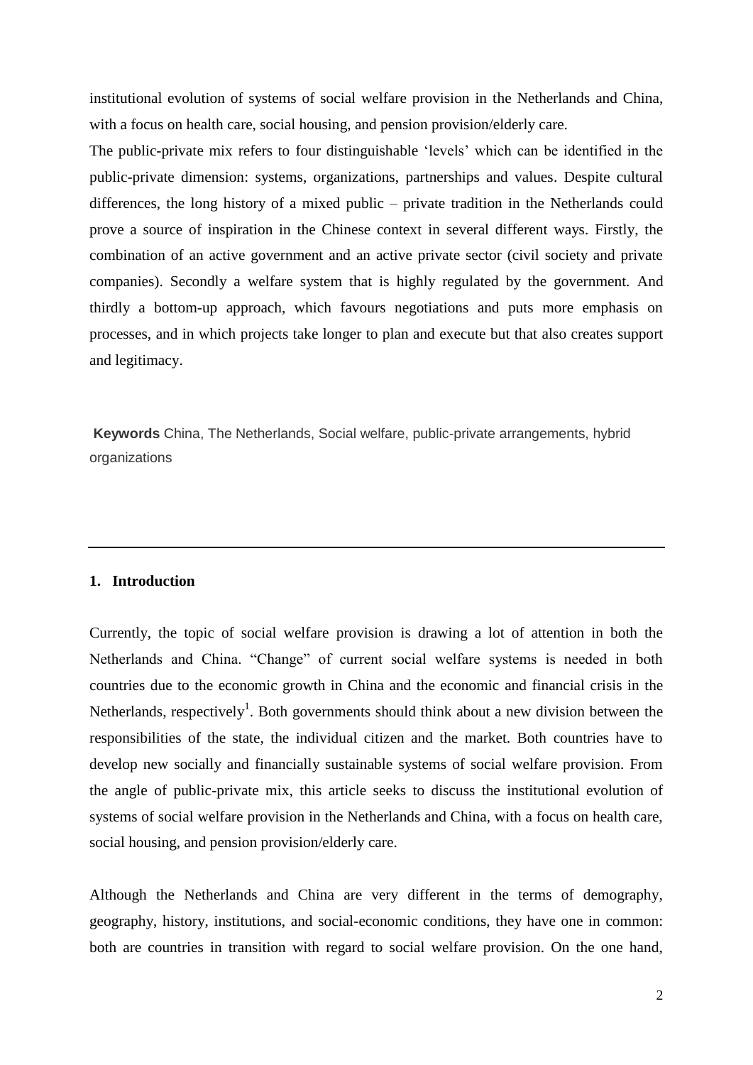institutional evolution of systems of social welfare provision in the Netherlands and China, with a focus on health care, social housing, and pension provision/elderly care.

The public-private mix refers to four distinguishable 'levels' which can be identified in the public-private dimension: systems, organizations, partnerships and values. Despite cultural differences, the long history of a mixed public – private tradition in the Netherlands could prove a source of inspiration in the Chinese context in several different ways. Firstly, the combination of an active government and an active private sector (civil society and private companies). Secondly a welfare system that is highly regulated by the government. And thirdly a bottom-up approach, which favours negotiations and puts more emphasis on processes, and in which projects take longer to plan and execute but that also creates support and legitimacy.

**Keywords** China, The Netherlands, Social welfare, public-private arrangements, hybrid organizations

---

## 1. Introduction

Currently, the topic of social welfare provision is drawing a lot of attention in both the Netherlands and China. "Change" of current social welfare systems is needed in both countries due to the economic growth in China and the economic and financial crisis in the Netherlands, respectively[1]. Both governments should think about a new division between the responsibilities of the state, the individual citizen and the market. Both countries have to develop new socially and financially sustainable systems of social welfare provision. From the angle of public-private mix, this article seeks to discuss the institutional evolution of systems of social welfare provision in the Netherlands and China, with a focus on health care, social housing, and pension provision/elderly care.

Although the Netherlands and China are very different in the terms of demography, geography, history, institutions, and social-economic conditions, they have one in common: both are countries in transition with regard to social welfare provision. On the one hand,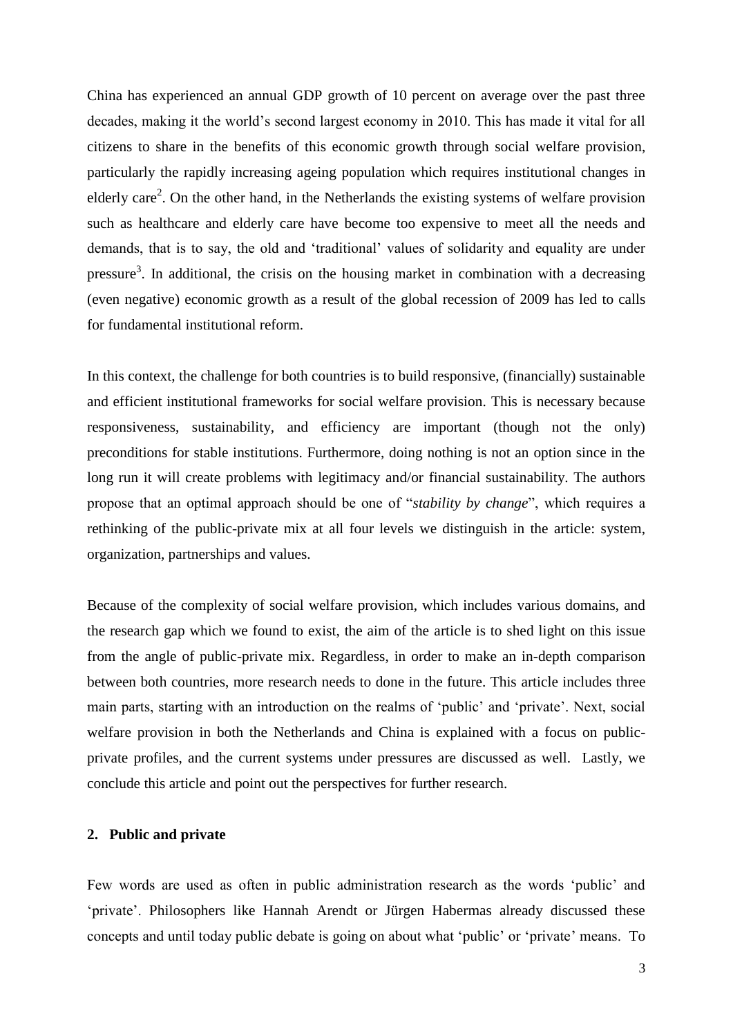China has experienced an annual GDP growth of 10 percent on average over the past three decades, making it the world's second largest economy in 2010. This has made it vital for all citizens to share in the benefits of this economic growth through social welfare provision, particularly the rapidly increasing ageing population which requires institutional changes in elderly care[2]. On the other hand, in the Netherlands the existing systems of welfare provision such as healthcare and elderly care have become too expensive to meet all the needs and demands, that is to say, the old and 'traditional' values of solidarity and equality are under pressure[3]. In additional, the crisis on the housing market in combination with a decreasing (even negative) economic growth as a result of the global recession of 2009 has led to calls for fundamental institutional reform.

In this context, the challenge for both countries is to build responsive, (financially) sustainable and efficient institutional frameworks for social welfare provision. This is necessary because responsiveness, sustainability, and efficiency are important (though not the only) preconditions for stable institutions. Furthermore, doing nothing is not an option since in the long run it will create problems with legitimacy and/or financial sustainability. The authors propose that an optimal approach should be one of "*stability by change*", which requires a rethinking of the public-private mix at all four levels we distinguish in the article: system, organization, partnerships and values.

Because of the complexity of social welfare provision, which includes various domains, and the research gap which we found to exist, the aim of the article is to shed light on this issue from the angle of public-private mix. Regardless, in order to make an in-depth comparison between both countries, more research needs to done in the future. This article includes three main parts, starting with an introduction on the realms of 'public' and 'private'. Next, social welfare provision in both the Netherlands and China is explained with a focus on public-private profiles, and the current systems under pressures are discussed as well. Lastly, we conclude this article and point out the perspectives for further research.

## 2. Public and private

Few words are used as often in public administration research as the words 'public' and 'private'. Philosophers like Hannah Arendt or Jürgen Habermas already discussed these concepts and until today public debate is going on about what 'public' or 'private' means. To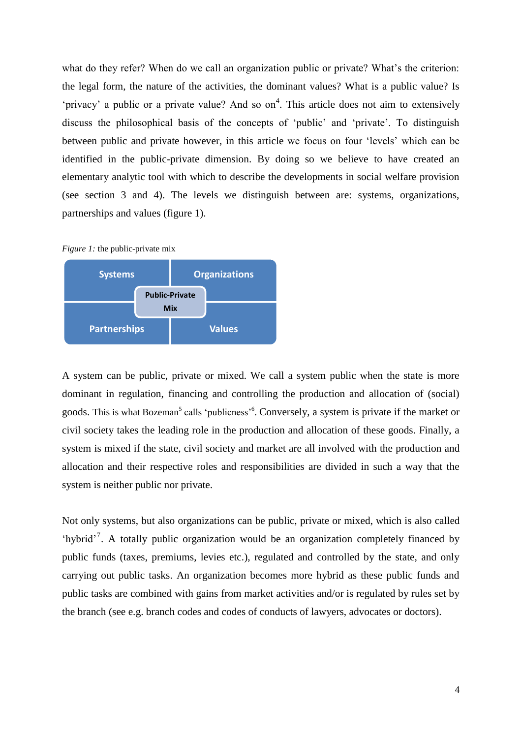what do they refer? When do we call an organization public or private? What's the criterion: the legal form, the nature of the activities, the dominant values? What is a public value? Is 'privacy' a public or a private value? And so on[4]. This article does not aim to extensively discuss the philosophical basis of the concepts of 'public' and 'private'. To distinguish between public and private however, in this article we focus on four 'levels' which can be identified in the public-private dimension. By doing so we believe to have created an elementary analytic tool with which to describe the developments in social welfare provision (see section 3 and 4). The levels we distinguish between are: systems, organizations, partnerships and values (figure 1).

*Figure 1:* the public-private mix

| Systems | Organizations |
|---|---|
| Partnerships | Values |

Public-Private Mix

A system can be public, private or mixed. We call a system public when the state is more dominant in regulation, financing and controlling the production and allocation of (social) goods. This is what Bozeman[5] calls 'publicness'[6]. Conversely, a system is private if the market or civil society takes the leading role in the production and allocation of these goods. Finally, a system is mixed if the state, civil society and market are all involved with the production and allocation and their respective roles and responsibilities are divided in such a way that the system is neither public nor private.

Not only systems, but also organizations can be public, private or mixed, which is also called 'hybrid'[7]. A totally public organization would be an organization completely financed by public funds (taxes, premiums, levies etc.), regulated and controlled by the state, and only carrying out public tasks. An organization becomes more hybrid as these public funds and public tasks are combined with gains from market activities and/or is regulated by rules set by the branch (see e.g. branch codes and codes of conducts of lawyers, advocates or doctors).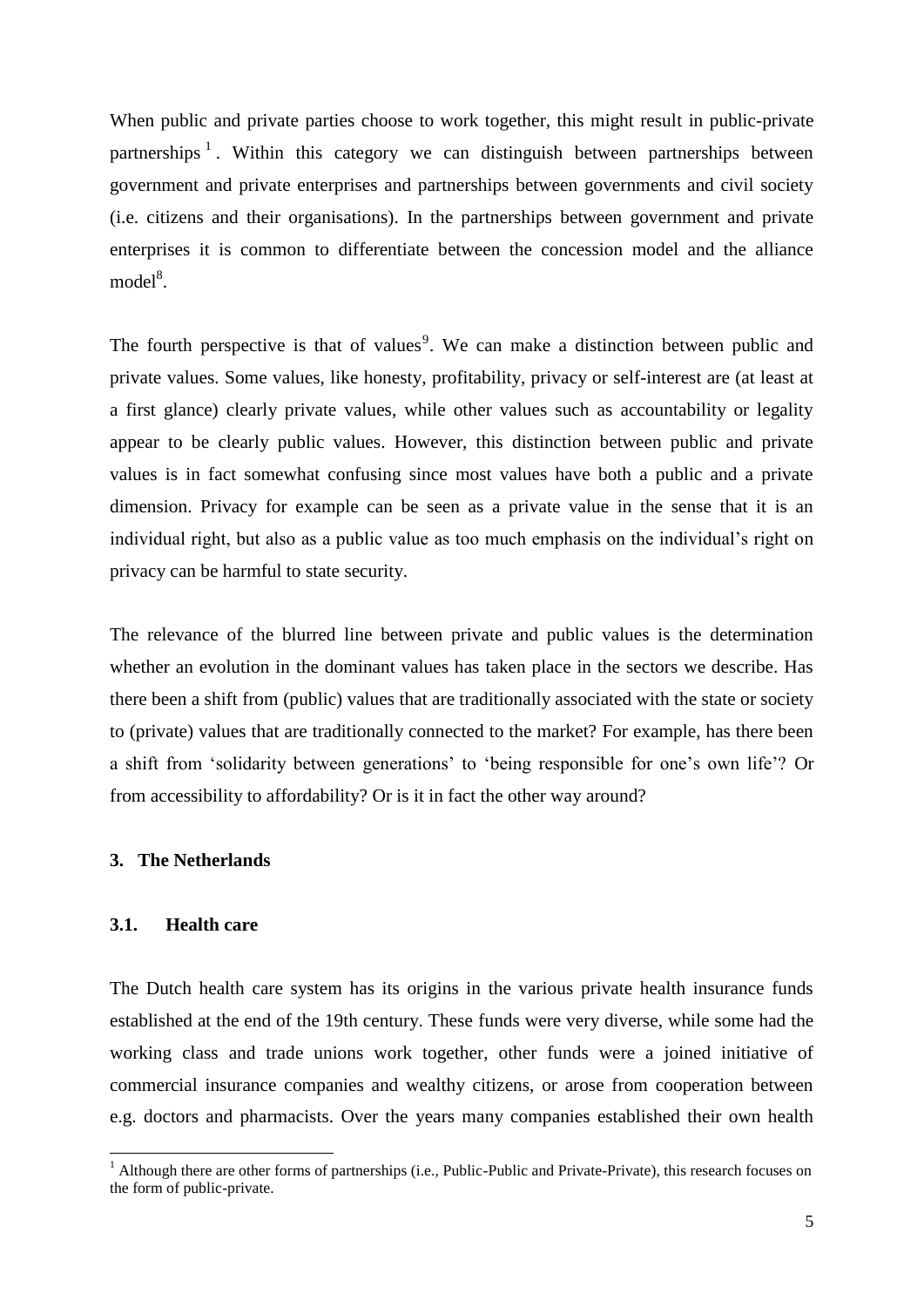When public and private parties choose to work together, this might result in public-private partnerships [1]. Within this category we can distinguish between partnerships between government and private enterprises and partnerships between governments and civil society (i.e. citizens and their organisations). In the partnerships between government and private enterprises it is common to differentiate between the concession model and the alliance model[8].

The fourth perspective is that of values[9]. We can make a distinction between public and private values. Some values, like honesty, profitability, privacy or self-interest are (at least at a first glance) clearly private values, while other values such as accountability or legality appear to be clearly public values. However, this distinction between public and private values is in fact somewhat confusing since most values have both a public and a private dimension. Privacy for example can be seen as a private value in the sense that it is an individual right, but also as a public value as too much emphasis on the individual's right on privacy can be harmful to state security.

The relevance of the blurred line between private and public values is the determination whether an evolution in the dominant values has taken place in the sectors we describe. Has there been a shift from (public) values that are traditionally associated with the state or society to (private) values that are traditionally connected to the market? For example, has there been a shift from 'solidarity between generations' to 'being responsible for one's own life'? Or from accessibility to affordability? Or is it in fact the other way around?

## 3. The Netherlands

### 3.1. Health care

The Dutch health care system has its origins in the various private health insurance funds established at the end of the 19th century. These funds were very diverse, while some had the working class and trade unions work together, other funds were a joined initiative of commercial insurance companies and wealthy citizens, or arose from cooperation between e.g. doctors and pharmacists. Over the years many companies established their own health

[1] Although there are other forms of partnerships (i.e., Public-Public and Private-Private), this research focuses on the form of public-private.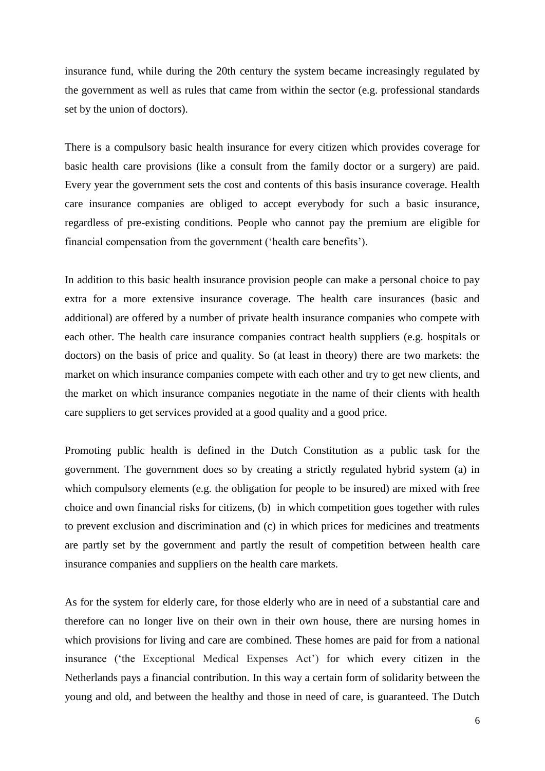insurance fund, while during the 20th century the system became increasingly regulated by the government as well as rules that came from within the sector (e.g. professional standards set by the union of doctors).

There is a compulsory basic health insurance for every citizen which provides coverage for basic health care provisions (like a consult from the family doctor or a surgery) are paid. Every year the government sets the cost and contents of this basis insurance coverage. Health care insurance companies are obliged to accept everybody for such a basic insurance, regardless of pre-existing conditions. People who cannot pay the premium are eligible for financial compensation from the government ('health care benefits').

In addition to this basic health insurance provision people can make a personal choice to pay extra for a more extensive insurance coverage. The health care insurances (basic and additional) are offered by a number of private health insurance companies who compete with each other. The health care insurance companies contract health suppliers (e.g. hospitals or doctors) on the basis of price and quality. So (at least in theory) there are two markets: the market on which insurance companies compete with each other and try to get new clients, and the market on which insurance companies negotiate in the name of their clients with health care suppliers to get services provided at a good quality and a good price.

Promoting public health is defined in the Dutch Constitution as a public task for the government. The government does so by creating a strictly regulated hybrid system (a) in which compulsory elements (e.g. the obligation for people to be insured) are mixed with free choice and own financial risks for citizens, (b) in which competition goes together with rules to prevent exclusion and discrimination and (c) in which prices for medicines and treatments are partly set by the government and partly the result of competition between health care insurance companies and suppliers on the health care markets.

As for the system for elderly care, for those elderly who are in need of a substantial care and therefore can no longer live on their own in their own house, there are nursing homes in which provisions for living and care are combined. These homes are paid for from a national insurance ('the Exceptional Medical Expenses Act') for which every citizen in the Netherlands pays a financial contribution. In this way a certain form of solidarity between the young and old, and between the healthy and those in need of care, is guaranteed. The Dutch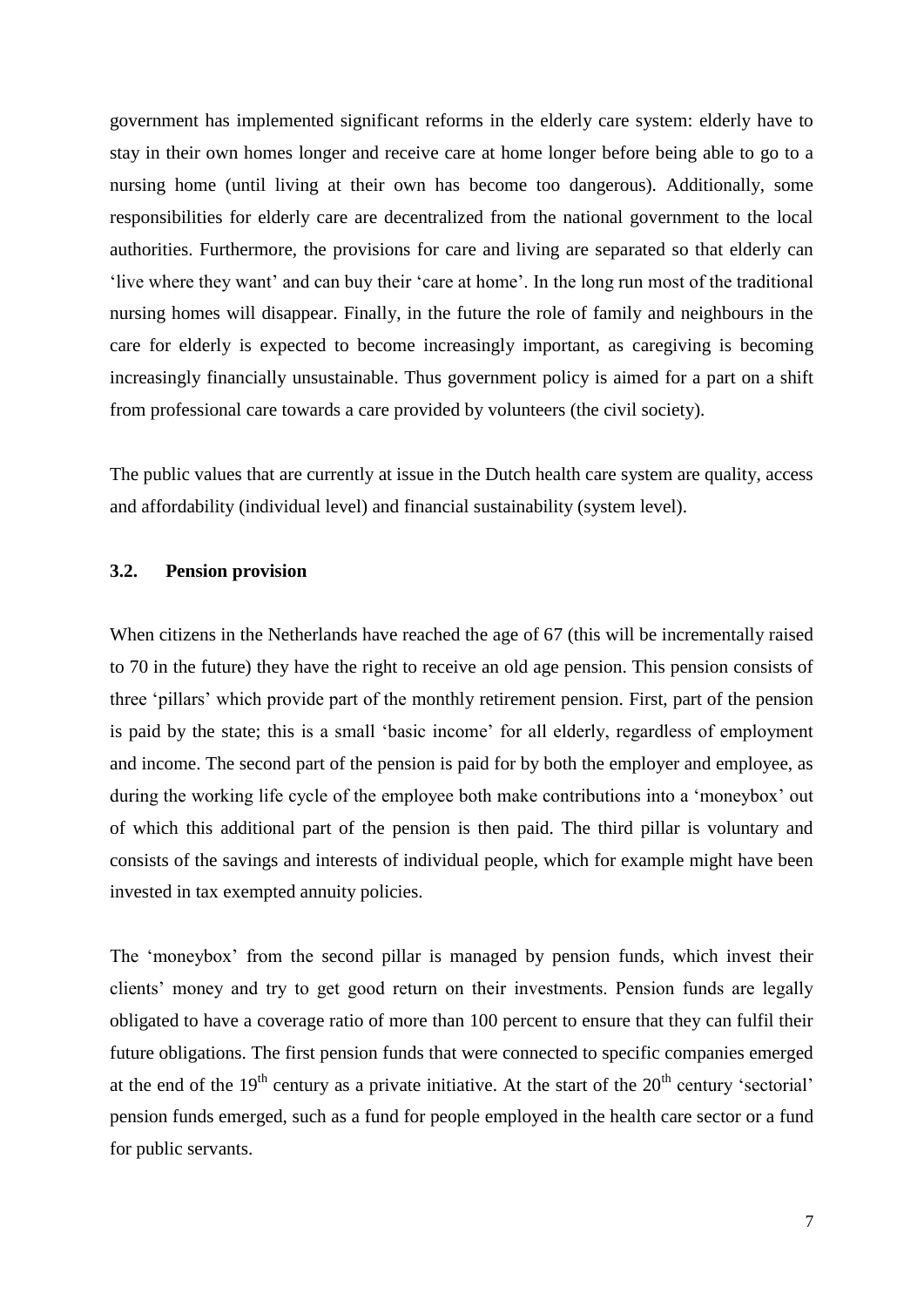government has implemented significant reforms in the elderly care system: elderly have to stay in their own homes longer and receive care at home longer before being able to go to a nursing home (until living at their own has become too dangerous). Additionally, some responsibilities for elderly care are decentralized from the national government to the local authorities. Furthermore, the provisions for care and living are separated so that elderly can 'live where they want' and can buy their 'care at home'. In the long run most of the traditional nursing homes will disappear. Finally, in the future the role of family and neighbours in the care for elderly is expected to become increasingly important, as caregiving is becoming increasingly financially unsustainable. Thus government policy is aimed for a part on a shift from professional care towards a care provided by volunteers (the civil society).

The public values that are currently at issue in the Dutch health care system are quality, access and affordability (individual level) and financial sustainability (system level).

### 3.2. Pension provision

When citizens in the Netherlands have reached the age of 67 (this will be incrementally raised to 70 in the future) they have the right to receive an old age pension. This pension consists of three 'pillars' which provide part of the monthly retirement pension. First, part of the pension is paid by the state; this is a small 'basic income' for all elderly, regardless of employment and income. The second part of the pension is paid for by both the employer and employee, as during the working life cycle of the employee both make contributions into a 'moneybox' out of which this additional part of the pension is then paid. The third pillar is voluntary and consists of the savings and interests of individual people, which for example might have been invested in tax exempted annuity policies.

The 'moneybox' from the second pillar is managed by pension funds, which invest their clients' money and try to get good return on their investments. Pension funds are legally obligated to have a coverage ratio of more than 100 percent to ensure that they can fulfil their future obligations. The first pension funds that were connected to specific companies emerged at the end of the 19th century as a private initiative. At the start of the 20th century 'sectorial' pension funds emerged, such as a fund for people employed in the health care sector or a fund for public servants.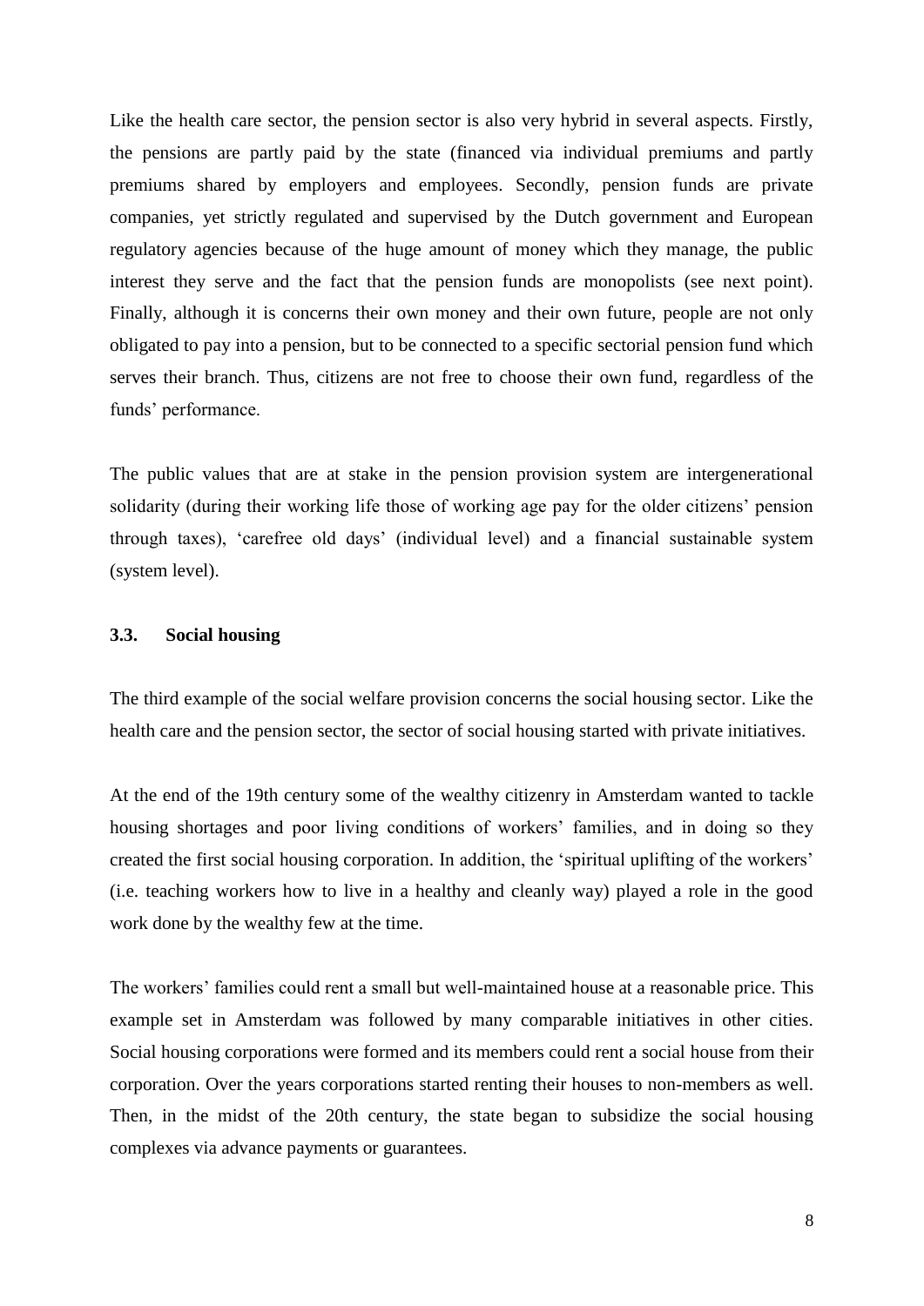Like the health care sector, the pension sector is also very hybrid in several aspects. Firstly, the pensions are partly paid by the state (financed via individual premiums and partly premiums shared by employers and employees. Secondly, pension funds are private companies, yet strictly regulated and supervised by the Dutch government and European regulatory agencies because of the huge amount of money which they manage, the public interest they serve and the fact that the pension funds are monopolists (see next point). Finally, although it is concerns their own money and their own future, people are not only obligated to pay into a pension, but to be connected to a specific sectorial pension fund which serves their branch. Thus, citizens are not free to choose their own fund, regardless of the funds' performance.

The public values that are at stake in the pension provision system are intergenerational solidarity (during their working life those of working age pay for the older citizens' pension through taxes), 'carefree old days' (individual level) and a financial sustainable system (system level).

### 3.3. Social housing

The third example of the social welfare provision concerns the social housing sector. Like the health care and the pension sector, the sector of social housing started with private initiatives.

At the end of the 19th century some of the wealthy citizenry in Amsterdam wanted to tackle housing shortages and poor living conditions of workers' families, and in doing so they created the first social housing corporation. In addition, the 'spiritual uplifting of the workers' (i.e. teaching workers how to live in a healthy and cleanly way) played a role in the good work done by the wealthy few at the time.

The workers' families could rent a small but well-maintained house at a reasonable price. This example set in Amsterdam was followed by many comparable initiatives in other cities. Social housing corporations were formed and its members could rent a social house from their corporation. Over the years corporations started renting their houses to non-members as well. Then, in the midst of the 20th century, the state began to subsidize the social housing complexes via advance payments or guarantees.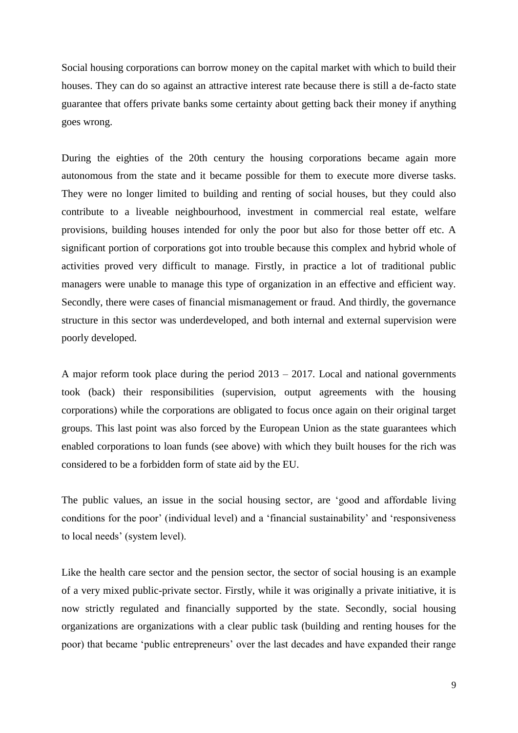Social housing corporations can borrow money on the capital market with which to build their houses. They can do so against an attractive interest rate because there is still a de-facto state guarantee that offers private banks some certainty about getting back their money if anything goes wrong.

During the eighties of the 20th century the housing corporations became again more autonomous from the state and it became possible for them to execute more diverse tasks. They were no longer limited to building and renting of social houses, but they could also contribute to a liveable neighbourhood, investment in commercial real estate, welfare provisions, building houses intended for only the poor but also for those better off etc. A significant portion of corporations got into trouble because this complex and hybrid whole of activities proved very difficult to manage. Firstly, in practice a lot of traditional public managers were unable to manage this type of organization in an effective and efficient way. Secondly, there were cases of financial mismanagement or fraud. And thirdly, the governance structure in this sector was underdeveloped, and both internal and external supervision were poorly developed.

A major reform took place during the period 2013 – 2017. Local and national governments took (back) their responsibilities (supervision, output agreements with the housing corporations) while the corporations are obligated to focus once again on their original target groups. This last point was also forced by the European Union as the state guarantees which enabled corporations to loan funds (see above) with which they built houses for the rich was considered to be a forbidden form of state aid by the EU.

The public values, an issue in the social housing sector, are 'good and affordable living conditions for the poor' (individual level) and a 'financial sustainability' and 'responsiveness to local needs' (system level).

Like the health care sector and the pension sector, the sector of social housing is an example of a very mixed public-private sector. Firstly, while it was originally a private initiative, it is now strictly regulated and financially supported by the state. Secondly, social housing organizations are organizations with a clear public task (building and renting houses for the poor) that became 'public entrepreneurs' over the last decades and have expanded their range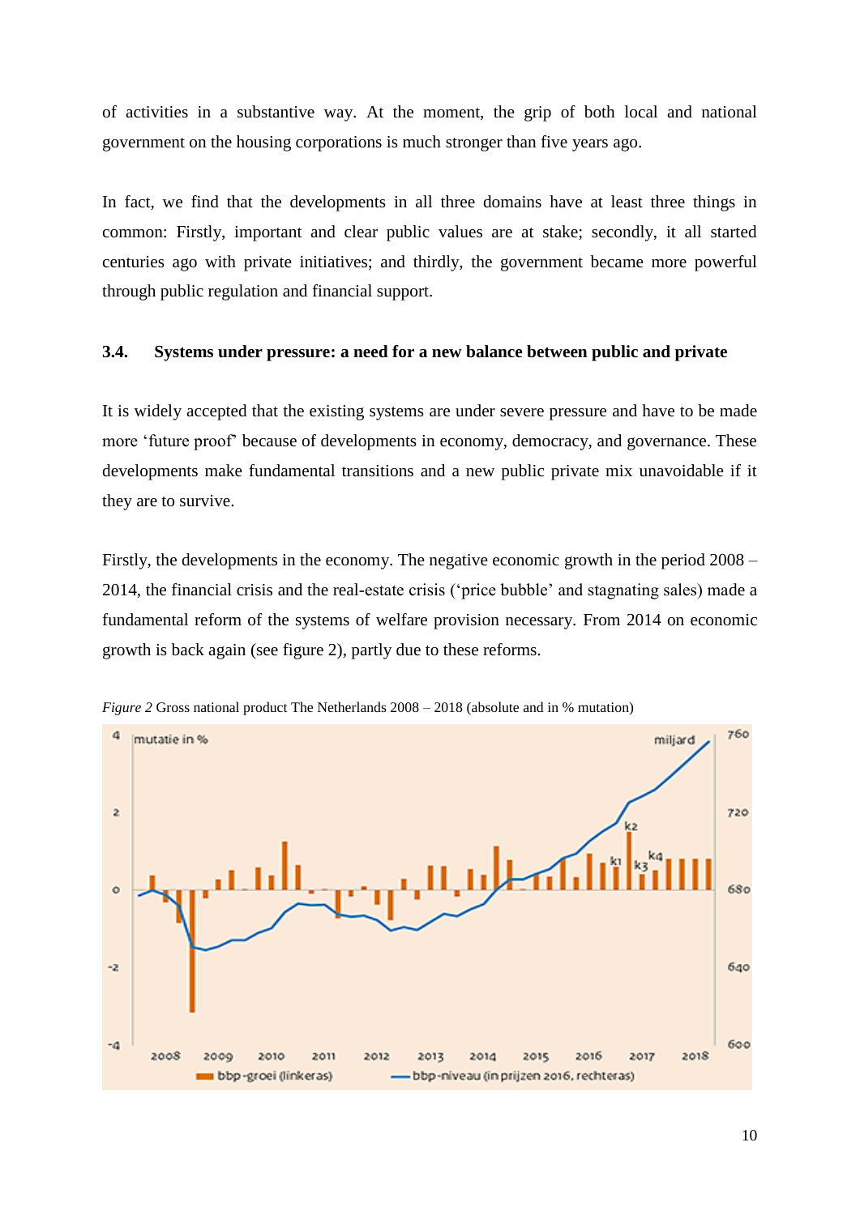of activities in a substantive way. At the moment, the grip of both local and national government on the housing corporations is much stronger than five years ago.

In fact, we find that the developments in all three domains have at least three things in common: Firstly, important and clear public values are at stake; secondly, it all started centuries ago with private initiatives; and thirdly, the government became more powerful through public regulation and financial support.

### 3.4. Systems under pressure: a need for a new balance between public and private

It is widely accepted that the existing systems are under severe pressure and have to be made more 'future proof' because of developments in economy, democracy, and governance. These developments make fundamental transitions and a new public private mix unavoidable if it they are to survive.

Firstly, the developments in the economy. The negative economic growth in the period 2008 – 2014, the financial crisis and the real-estate crisis ('price bubble' and stagnating sales) made a fundamental reform of the systems of welfare provision necessary. From 2014 on economic growth is back again (see figure 2), partly due to these reforms.

*Figure 2* Gross national product The Netherlands 2008 – 2018 (absolute and in % mutation)

mutatie in % | miljard

bbp-groei (linkeras) | bbp-niveau (in prijzen 2016, rechteras)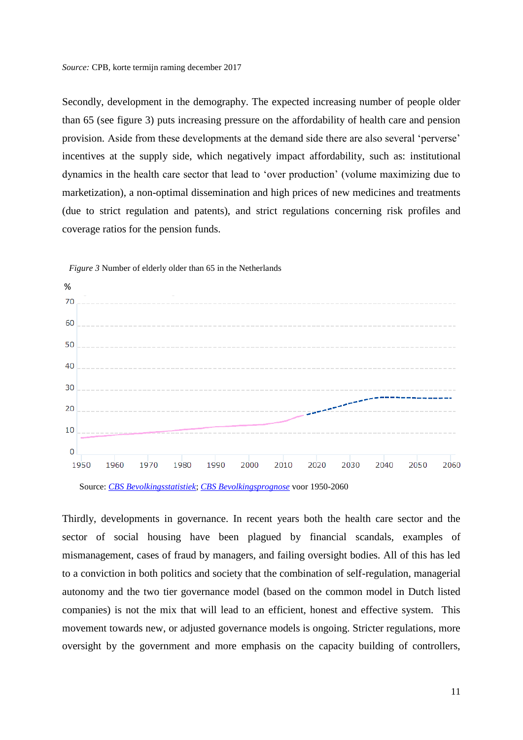*Source:* CPB, korte termijn raming december 2017

Secondly, development in the demography. The expected increasing number of people older than 65 (see figure 3) puts increasing pressure on the affordability of health care and pension provision. Aside from these developments at the demand side there are also several 'perverse' incentives at the supply side, which negatively impact affordability, such as: institutional dynamics in the health care sector that lead to 'over production' (volume maximizing due to marketization), a non-optimal dissemination and high prices of new medicines and treatments (due to strict regulation and patents), and strict regulations concerning risk profiles and coverage ratios for the pension funds.

*Figure 3* Number of elderly older than 65 in the Netherlands

Source: [CBS Bevolkingsstatistiek](); [CBS Bevolkingsprognose]() voor 1950-2060

Thirdly, developments in governance. In recent years both the health care sector and the sector of social housing have been plagued by financial scandals, examples of mismanagement, cases of fraud by managers, and failing oversight bodies. All of this has led to a conviction in both politics and society that the combination of self-regulation, managerial autonomy and the two tier governance model (based on the common model in Dutch listed companies) is not the mix that will lead to an efficient, honest and effective system. This movement towards new, or adjusted governance models is ongoing. Stricter regulations, more oversight by the government and more emphasis on the capacity building of controllers,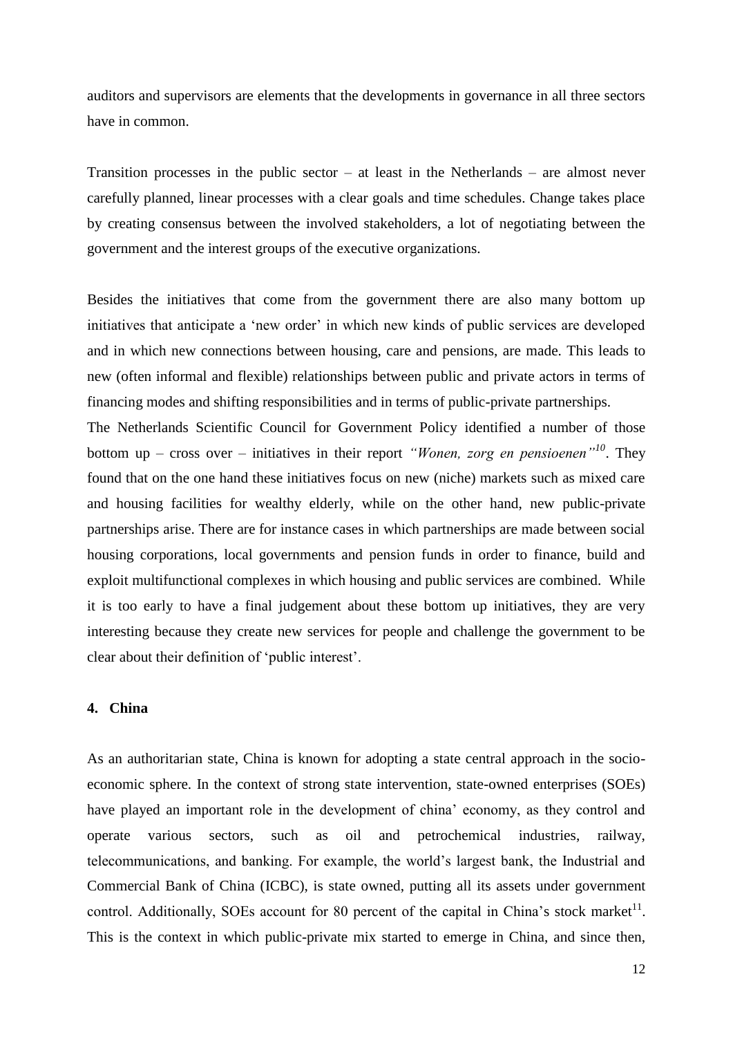auditors and supervisors are elements that the developments in governance in all three sectors have in common.

Transition processes in the public sector – at least in the Netherlands – are almost never carefully planned, linear processes with a clear goals and time schedules. Change takes place by creating consensus between the involved stakeholders, a lot of negotiating between the government and the interest groups of the executive organizations.

Besides the initiatives that come from the government there are also many bottom up initiatives that anticipate a 'new order' in which new kinds of public services are developed and in which new connections between housing, care and pensions, are made. This leads to new (often informal and flexible) relationships between public and private actors in terms of financing modes and shifting responsibilities and in terms of public-private partnerships.

The Netherlands Scientific Council for Government Policy identified a number of those bottom up – cross over – initiatives in their report *"Wonen, zorg en pensioenen"*[10]. They found that on the one hand these initiatives focus on new (niche) markets such as mixed care and housing facilities for wealthy elderly, while on the other hand, new public-private partnerships arise. There are for instance cases in which partnerships are made between social housing corporations, local governments and pension funds in order to finance, build and exploit multifunctional complexes in which housing and public services are combined. While it is too early to have a final judgement about these bottom up initiatives, they are very interesting because they create new services for people and challenge the government to be clear about their definition of 'public interest'.

## 4. China

As an authoritarian state, China is known for adopting a state central approach in the socio-economic sphere. In the context of strong state intervention, state-owned enterprises (SOEs) have played an important role in the development of china' economy, as they control and operate various sectors, such as oil and petrochemical industries, railway, telecommunications, and banking. For example, the world's largest bank, the Industrial and Commercial Bank of China (ICBC), is state owned, putting all its assets under government control. Additionally, SOEs account for 80 percent of the capital in China's stock market[11]. This is the context in which public-private mix started to emerge in China, and since then,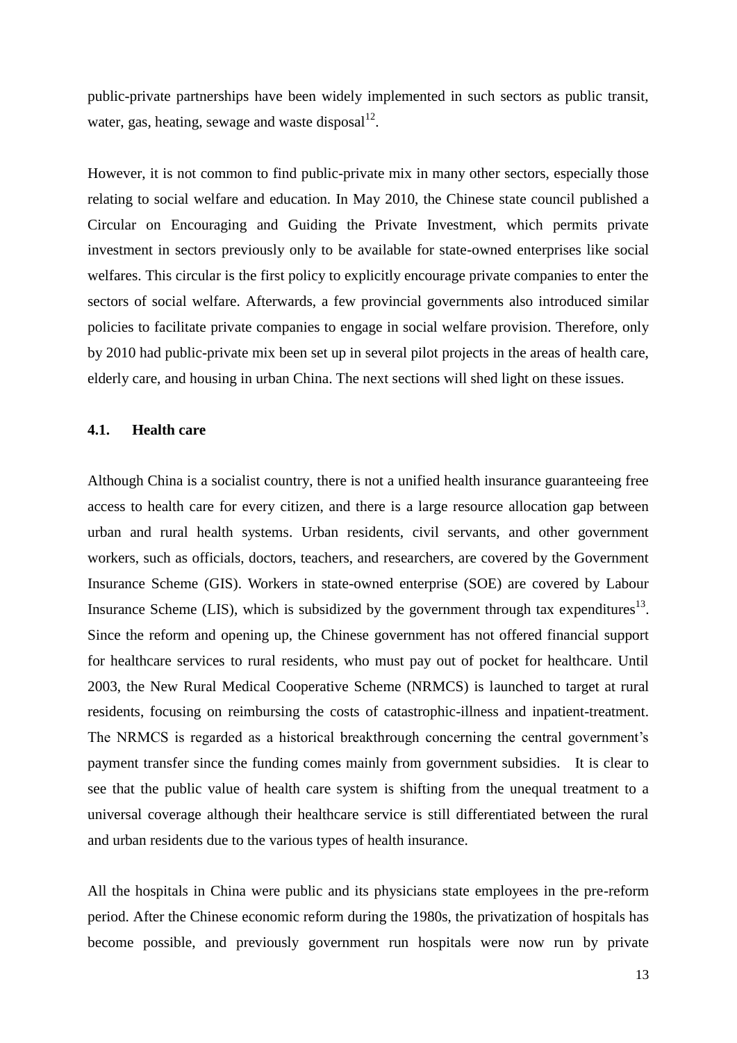public-private partnerships have been widely implemented in such sectors as public transit, water, gas, heating, sewage and waste disposal[12].

However, it is not common to find public-private mix in many other sectors, especially those relating to social welfare and education. In May 2010, the Chinese state council published a Circular on Encouraging and Guiding the Private Investment, which permits private investment in sectors previously only to be available for state-owned enterprises like social welfares. This circular is the first policy to explicitly encourage private companies to enter the sectors of social welfare. Afterwards, a few provincial governments also introduced similar policies to facilitate private companies to engage in social welfare provision. Therefore, only by 2010 had public-private mix been set up in several pilot projects in the areas of health care, elderly care, and housing in urban China. The next sections will shed light on these issues.

### 4.1. Health care

Although China is a socialist country, there is not a unified health insurance guaranteeing free access to health care for every citizen, and there is a large resource allocation gap between urban and rural health systems. Urban residents, civil servants, and other government workers, such as officials, doctors, teachers, and researchers, are covered by the Government Insurance Scheme (GIS). Workers in state-owned enterprise (SOE) are covered by Labour Insurance Scheme (LIS), which is subsidized by the government through tax expenditures[13]. Since the reform and opening up, the Chinese government has not offered financial support for healthcare services to rural residents, who must pay out of pocket for healthcare. Until 2003, the New Rural Medical Cooperative Scheme (NRMCS) is launched to target at rural residents, focusing on reimbursing the costs of catastrophic-illness and inpatient-treatment. The NRMCS is regarded as a historical breakthrough concerning the central government's payment transfer since the funding comes mainly from government subsidies. It is clear to see that the public value of health care system is shifting from the unequal treatment to a universal coverage although their healthcare service is still differentiated between the rural and urban residents due to the various types of health insurance.

All the hospitals in China were public and its physicians state employees in the pre-reform period. After the Chinese economic reform during the 1980s, the privatization of hospitals has become possible, and previously government run hospitals were now run by private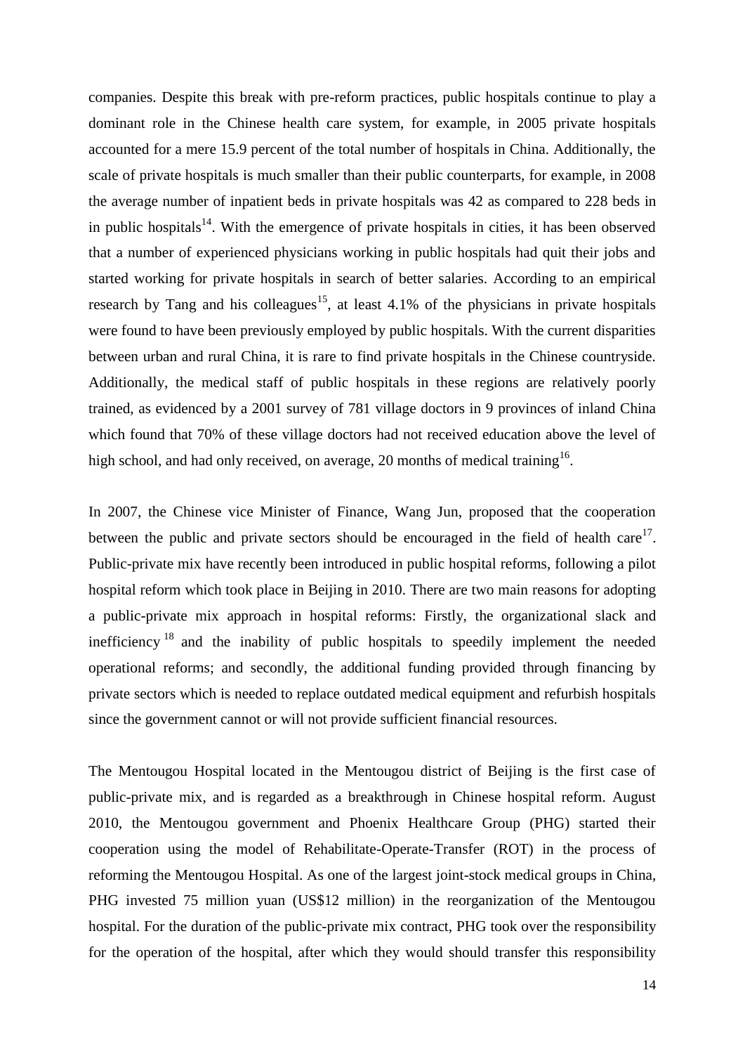companies. Despite this break with pre-reform practices, public hospitals continue to play a dominant role in the Chinese health care system, for example, in 2005 private hospitals accounted for a mere 15.9 percent of the total number of hospitals in China. Additionally, the scale of private hospitals is much smaller than their public counterparts, for example, in 2008 the average number of inpatient beds in private hospitals was 42 as compared to 228 beds in in public hospitals[14]. With the emergence of private hospitals in cities, it has been observed that a number of experienced physicians working in public hospitals had quit their jobs and started working for private hospitals in search of better salaries. According to an empirical research by Tang and his colleagues[15], at least 4.1% of the physicians in private hospitals were found to have been previously employed by public hospitals. With the current disparities between urban and rural China, it is rare to find private hospitals in the Chinese countryside. Additionally, the medical staff of public hospitals in these regions are relatively poorly trained, as evidenced by a 2001 survey of 781 village doctors in 9 provinces of inland China which found that 70% of these village doctors had not received education above the level of high school, and had only received, on average, 20 months of medical training[16].

In 2007, the Chinese vice Minister of Finance, Wang Jun, proposed that the cooperation between the public and private sectors should be encouraged in the field of health care[17]. Public-private mix have recently been introduced in public hospital reforms, following a pilot hospital reform which took place in Beijing in 2010. There are two main reasons for adopting a public-private mix approach in hospital reforms: Firstly, the organizational slack and inefficiency [18] and the inability of public hospitals to speedily implement the needed operational reforms; and secondly, the additional funding provided through financing by private sectors which is needed to replace outdated medical equipment and refurbish hospitals since the government cannot or will not provide sufficient financial resources.

The Mentougou Hospital located in the Mentougou district of Beijing is the first case of public-private mix, and is regarded as a breakthrough in Chinese hospital reform. August 2010, the Mentougou government and Phoenix Healthcare Group (PHG) started their cooperation using the model of Rehabilitate-Operate-Transfer (ROT) in the process of reforming the Mentougou Hospital. As one of the largest joint-stock medical groups in China, PHG invested 75 million yuan (US$12 million) in the reorganization of the Mentougou hospital. For the duration of the public-private mix contract, PHG took over the responsibility for the operation of the hospital, after which they would should transfer this responsibility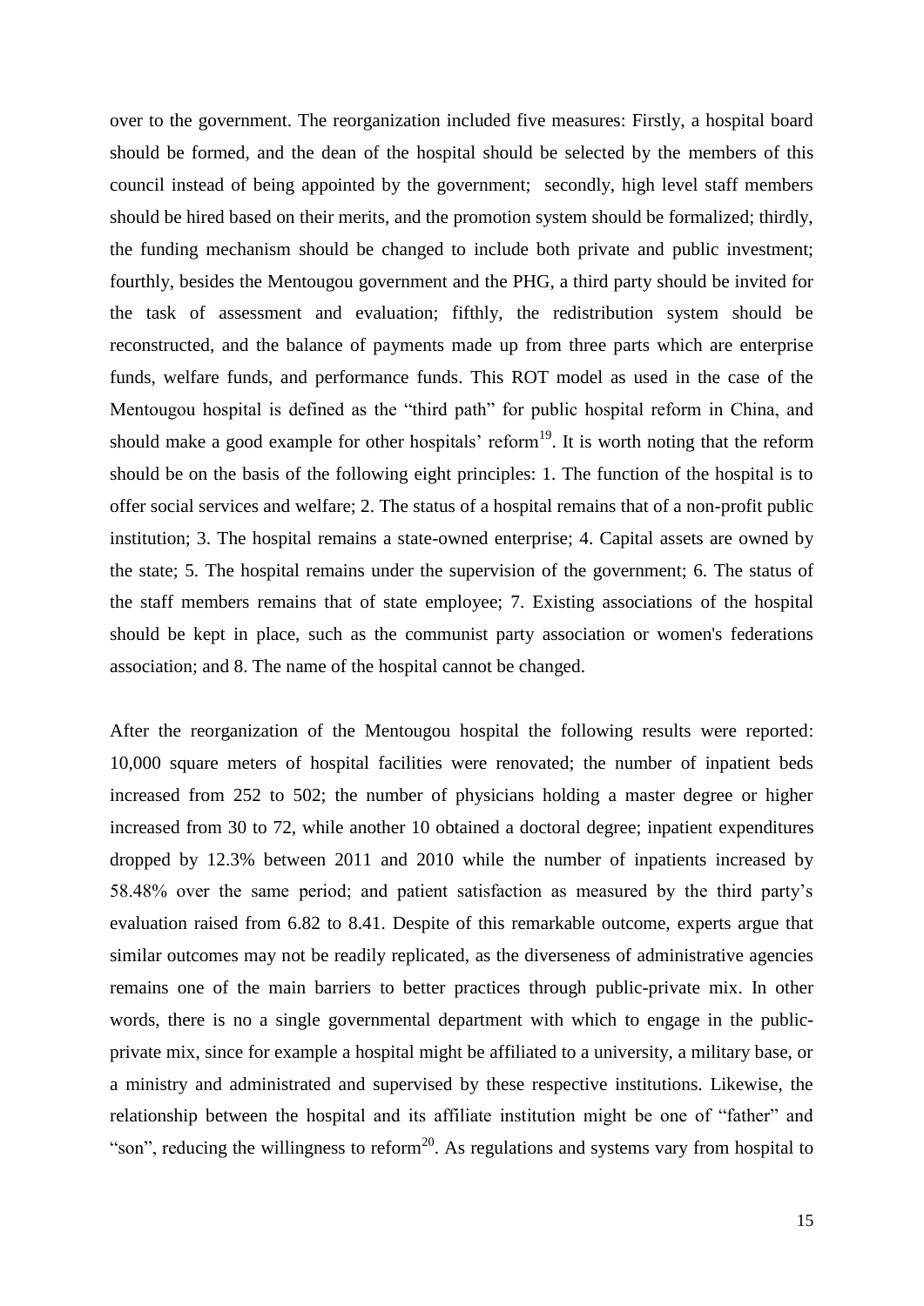over to the government. The reorganization included five measures: Firstly, a hospital board should be formed, and the dean of the hospital should be selected by the members of this council instead of being appointed by the government; secondly, high level staff members should be hired based on their merits, and the promotion system should be formalized; thirdly, the funding mechanism should be changed to include both private and public investment; fourthly, besides the Mentougou government and the PHG, a third party should be invited for the task of assessment and evaluation; fifthly, the redistribution system should be reconstructed, and the balance of payments made up from three parts which are enterprise funds, welfare funds, and performance funds. This ROT model as used in the case of the Mentougou hospital is defined as the "third path" for public hospital reform in China, and should make a good example for other hospitals' reform[19]. It is worth noting that the reform should be on the basis of the following eight principles: 1. The function of the hospital is to offer social services and welfare; 2. The status of a hospital remains that of a non-profit public institution; 3. The hospital remains a state-owned enterprise; 4. Capital assets are owned by the state; 5. The hospital remains under the supervision of the government; 6. The status of the staff members remains that of state employee; 7. Existing associations of the hospital should be kept in place, such as the communist party association or women's federations association; and 8. The name of the hospital cannot be changed.

After the reorganization of the Mentougou hospital the following results were reported: 10,000 square meters of hospital facilities were renovated; the number of inpatient beds increased from 252 to 502; the number of physicians holding a master degree or higher increased from 30 to 72, while another 10 obtained a doctoral degree; inpatient expenditures dropped by 12.3% between 2011 and 2010 while the number of inpatients increased by 58.48% over the same period; and patient satisfaction as measured by the third party's evaluation raised from 6.82 to 8.41. Despite of this remarkable outcome, experts argue that similar outcomes may not be readily replicated, as the diverseness of administrative agencies remains one of the main barriers to better practices through public-private mix. In other words, there is no a single governmental department with which to engage in the public-private mix, since for example a hospital might be affiliated to a university, a military base, or a ministry and administrated and supervised by these respective institutions. Likewise, the relationship between the hospital and its affiliate institution might be one of "father" and "son", reducing the willingness to reform[20]. As regulations and systems vary from hospital to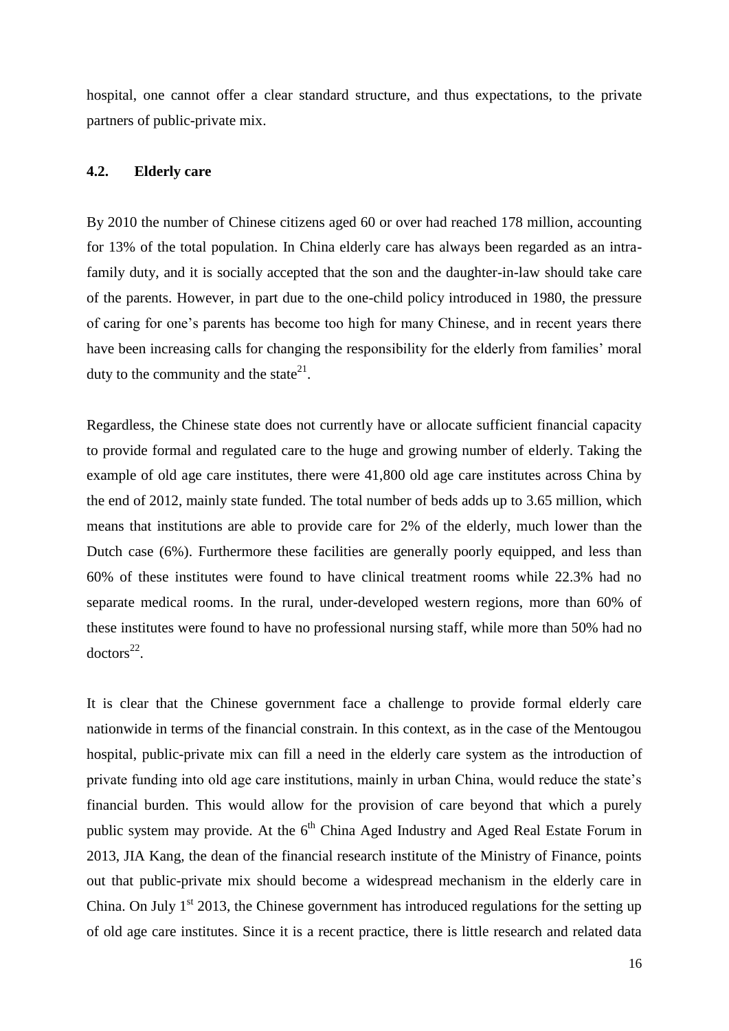hospital, one cannot offer a clear standard structure, and thus expectations, to the private partners of public-private mix.

### 4.2. Elderly care

By 2010 the number of Chinese citizens aged 60 or over had reached 178 million, accounting for 13% of the total population. In China elderly care has always been regarded as an intra-family duty, and it is socially accepted that the son and the daughter-in-law should take care of the parents. However, in part due to the one-child policy introduced in 1980, the pressure of caring for one's parents has become too high for many Chinese, and in recent years there have been increasing calls for changing the responsibility for the elderly from families' moral duty to the community and the state[21].

Regardless, the Chinese state does not currently have or allocate sufficient financial capacity to provide formal and regulated care to the huge and growing number of elderly. Taking the example of old age care institutes, there were 41,800 old age care institutes across China by the end of 2012, mainly state funded. The total number of beds adds up to 3.65 million, which means that institutions are able to provide care for 2% of the elderly, much lower than the Dutch case (6%). Furthermore these facilities are generally poorly equipped, and less than 60% of these institutes were found to have clinical treatment rooms while 22.3% had no separate medical rooms. In the rural, under-developed western regions, more than 60% of these institutes were found to have no professional nursing staff, while more than 50% had no doctors[22].

It is clear that the Chinese government face a challenge to provide formal elderly care nationwide in terms of the financial constrain. In this context, as in the case of the Mentougou hospital, public-private mix can fill a need in the elderly care system as the introduction of private funding into old age care institutions, mainly in urban China, would reduce the state's financial burden. This would allow for the provision of care beyond that which a purely public system may provide. At the 6th China Aged Industry and Aged Real Estate Forum in 2013, JIA Kang, the dean of the financial research institute of the Ministry of Finance, points out that public-private mix should become a widespread mechanism in the elderly care in China. On July 1st 2013, the Chinese government has introduced regulations for the setting up of old age care institutes. Since it is a recent practice, there is little research and related data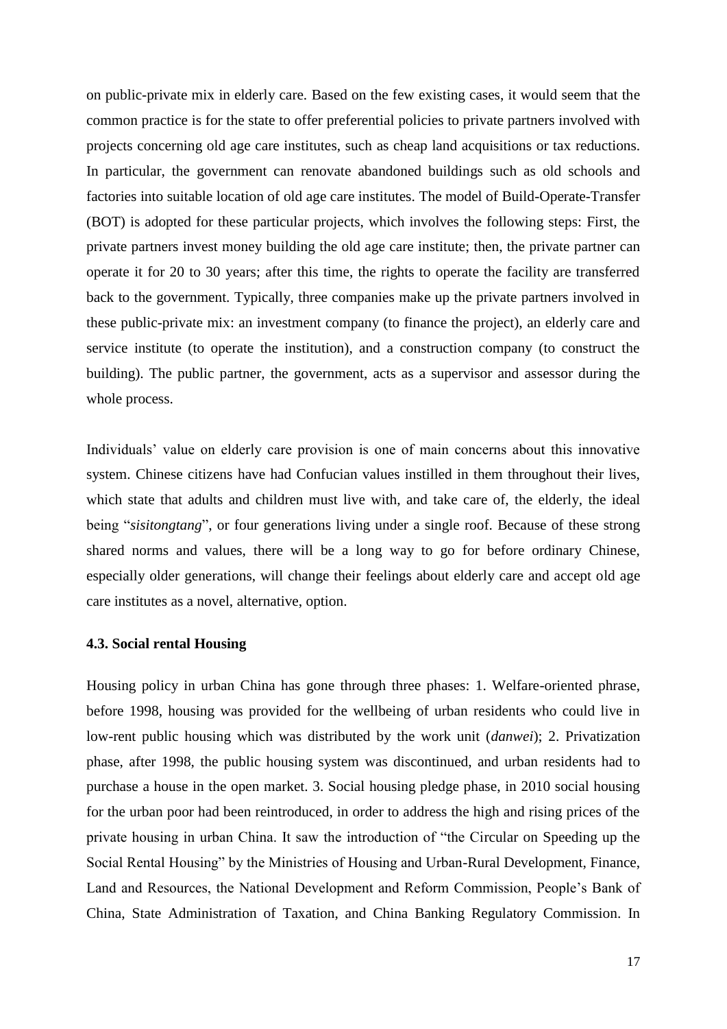on public-private mix in elderly care. Based on the few existing cases, it would seem that the common practice is for the state to offer preferential policies to private partners involved with projects concerning old age care institutes, such as cheap land acquisitions or tax reductions. In particular, the government can renovate abandoned buildings such as old schools and factories into suitable location of old age care institutes. The model of Build-Operate-Transfer (BOT) is adopted for these particular projects, which involves the following steps: First, the private partners invest money building the old age care institute; then, the private partner can operate it for 20 to 30 years; after this time, the rights to operate the facility are transferred back to the government. Typically, three companies make up the private partners involved in these public-private mix: an investment company (to finance the project), an elderly care and service institute (to operate the institution), and a construction company (to construct the building). The public partner, the government, acts as a supervisor and assessor during the whole process.

Individuals' value on elderly care provision is one of main concerns about this innovative system. Chinese citizens have had Confucian values instilled in them throughout their lives, which state that adults and children must live with, and take care of, the elderly, the ideal being "*sisitongtang*", or four generations living under a single roof. Because of these strong shared norms and values, there will be a long way to go for before ordinary Chinese, especially older generations, will change their feelings about elderly care and accept old age care institutes as a novel, alternative, option.

### 4.3. Social rental Housing

Housing policy in urban China has gone through three phases: 1. Welfare-oriented phrase, before 1998, housing was provided for the wellbeing of urban residents who could live in low-rent public housing which was distributed by the work unit (*danwei*); 2. Privatization phase, after 1998, the public housing system was discontinued, and urban residents had to purchase a house in the open market. 3. Social housing pledge phase, in 2010 social housing for the urban poor had been reintroduced, in order to address the high and rising prices of the private housing in urban China. It saw the introduction of "the Circular on Speeding up the Social Rental Housing" by the Ministries of Housing and Urban-Rural Development, Finance, Land and Resources, the National Development and Reform Commission, People's Bank of China, State Administration of Taxation, and China Banking Regulatory Commission. In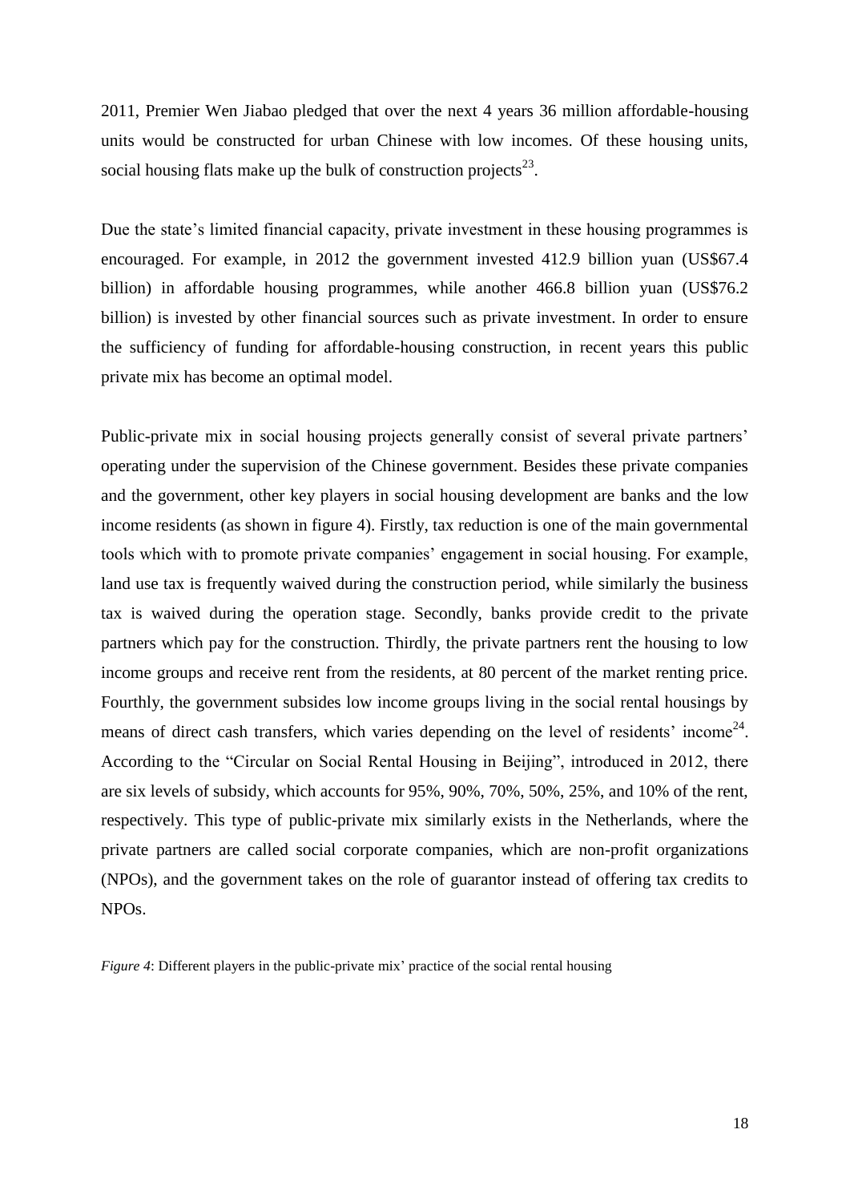2011, Premier Wen Jiabao pledged that over the next 4 years 36 million affordable-housing units would be constructed for urban Chinese with low incomes. Of these housing units, social housing flats make up the bulk of construction projects[23].

Due the state's limited financial capacity, private investment in these housing programmes is encouraged. For example, in 2012 the government invested 412.9 billion yuan (US$67.4 billion) in affordable housing programmes, while another 466.8 billion yuan (US$76.2 billion) is invested by other financial sources such as private investment. In order to ensure the sufficiency of funding for affordable-housing construction, in recent years this public private mix has become an optimal model.

Public-private mix in social housing projects generally consist of several private partners' operating under the supervision of the Chinese government. Besides these private companies and the government, other key players in social housing development are banks and the low income residents (as shown in figure 4). Firstly, tax reduction is one of the main governmental tools which with to promote private companies' engagement in social housing. For example, land use tax is frequently waived during the construction period, while similarly the business tax is waived during the operation stage. Secondly, banks provide credit to the private partners which pay for the construction. Thirdly, the private partners rent the housing to low income groups and receive rent from the residents, at 80 percent of the market renting price. Fourthly, the government subsides low income groups living in the social rental housings by means of direct cash transfers, which varies depending on the level of residents' income[24]. According to the "Circular on Social Rental Housing in Beijing", introduced in 2012, there are six levels of subsidy, which accounts for 95%, 90%, 70%, 50%, 25%, and 10% of the rent, respectively. This type of public-private mix similarly exists in the Netherlands, where the private partners are called social corporate companies, which are non-profit organizations (NPOs), and the government takes on the role of guarantor instead of offering tax credits to NPOs.

*Figure 4*: Different players in the public-private mix' practice of the social rental housing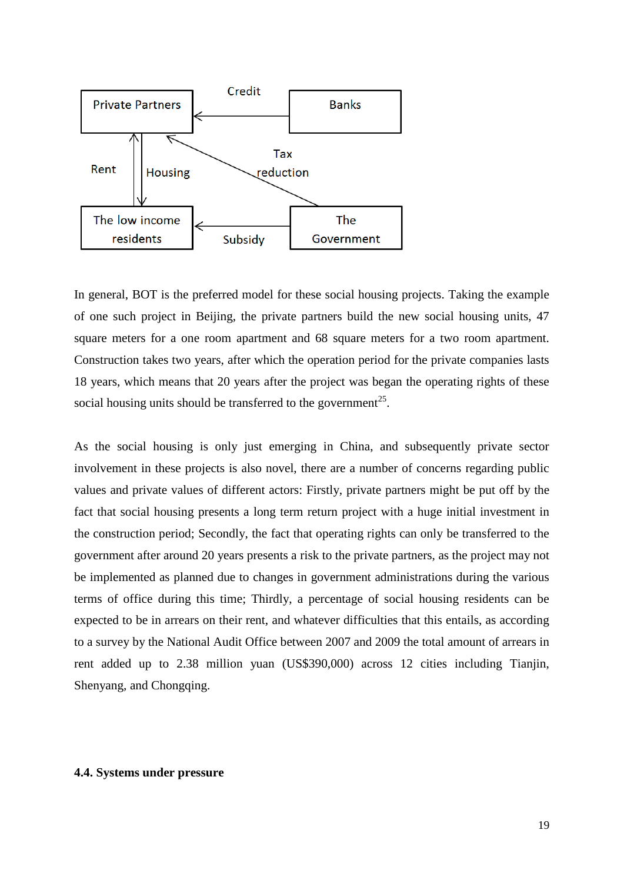Credit

Private Partners | Banks

Rent | Housing | Tax reduction

The low income residents | Subsidy | The Government

In general, BOT is the preferred model for these social housing projects. Taking the example of one such project in Beijing, the private partners build the new social housing units, 47 square meters for a one room apartment and 68 square meters for a two room apartment. Construction takes two years, after which the operation period for the private companies lasts 18 years, which means that 20 years after the project was began the operating rights of these social housing units should be transferred to the government[25].

As the social housing is only just emerging in China, and subsequently private sector involvement in these projects is also novel, there are a number of concerns regarding public values and private values of different actors: Firstly, private partners might be put off by the fact that social housing presents a long term return project with a huge initial investment in the construction period; Secondly, the fact that operating rights can only be transferred to the government after around 20 years presents a risk to the private partners, as the project may not be implemented as planned due to changes in government administrations during the various terms of office during this time; Thirdly, a percentage of social housing residents can be expected to be in arrears on their rent, and whatever difficulties that this entails, as according to a survey by the National Audit Office between 2007 and 2009 the total amount of arrears in rent added up to 2.38 million yuan (US$390,000) across 12 cities including Tianjin, Shenyang, and Chongqing.

### 4.4. Systems under pressure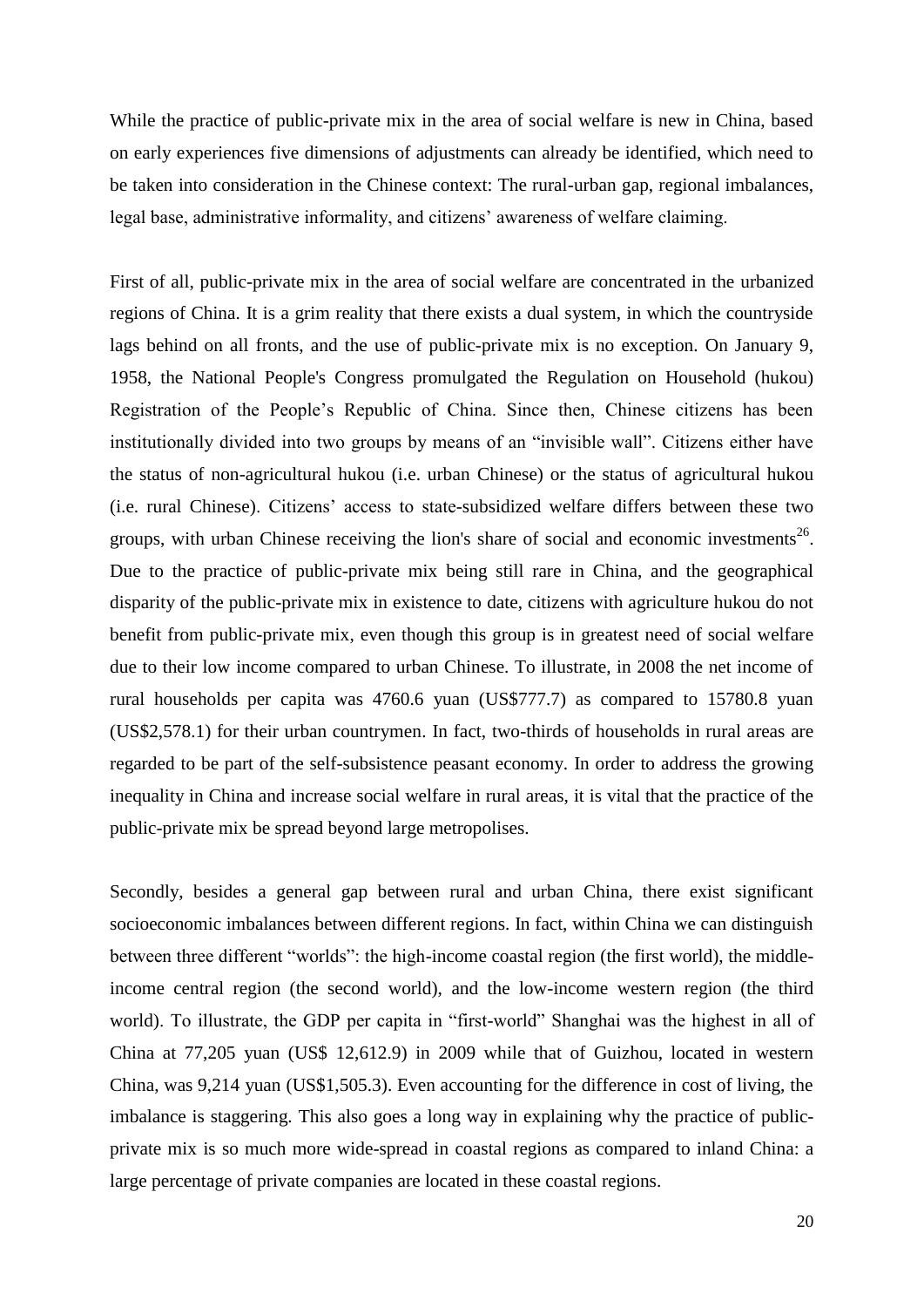While the practice of public-private mix in the area of social welfare is new in China, based on early experiences five dimensions of adjustments can already be identified, which need to be taken into consideration in the Chinese context: The rural-urban gap, regional imbalances, legal base, administrative informality, and citizens' awareness of welfare claiming.

First of all, public-private mix in the area of social welfare are concentrated in the urbanized regions of China. It is a grim reality that there exists a dual system, in which the countryside lags behind on all fronts, and the use of public-private mix is no exception. On January 9, 1958, the National People's Congress promulgated the Regulation on Household (hukou) Registration of the People's Republic of China. Since then, Chinese citizens has been institutionally divided into two groups by means of an "invisible wall". Citizens either have the status of non-agricultural hukou (i.e. urban Chinese) or the status of agricultural hukou (i.e. rural Chinese). Citizens' access to state-subsidized welfare differs between these two groups, with urban Chinese receiving the lion's share of social and economic investments[26]. Due to the practice of public-private mix being still rare in China, and the geographical disparity of the public-private mix in existence to date, citizens with agriculture hukou do not benefit from public-private mix, even though this group is in greatest need of social welfare due to their low income compared to urban Chinese. To illustrate, in 2008 the net income of rural households per capita was 4760.6 yuan (US$777.7) as compared to 15780.8 yuan (US$2,578.1) for their urban countrymen. In fact, two-thirds of households in rural areas are regarded to be part of the self-subsistence peasant economy. In order to address the growing inequality in China and increase social welfare in rural areas, it is vital that the practice of the public-private mix be spread beyond large metropolises.

Secondly, besides a general gap between rural and urban China, there exist significant socioeconomic imbalances between different regions. In fact, within China we can distinguish between three different "worlds": the high-income coastal region (the first world), the middle-income central region (the second world), and the low-income western region (the third world). To illustrate, the GDP per capita in "first-world" Shanghai was the highest in all of China at 77,205 yuan (US$ 12,612.9) in 2009 while that of Guizhou, located in western China, was 9,214 yuan (US$1,505.3). Even accounting for the difference in cost of living, the imbalance is staggering. This also goes a long way in explaining why the practice of public-private mix is so much more wide-spread in coastal regions as compared to inland China: a large percentage of private companies are located in these coastal regions.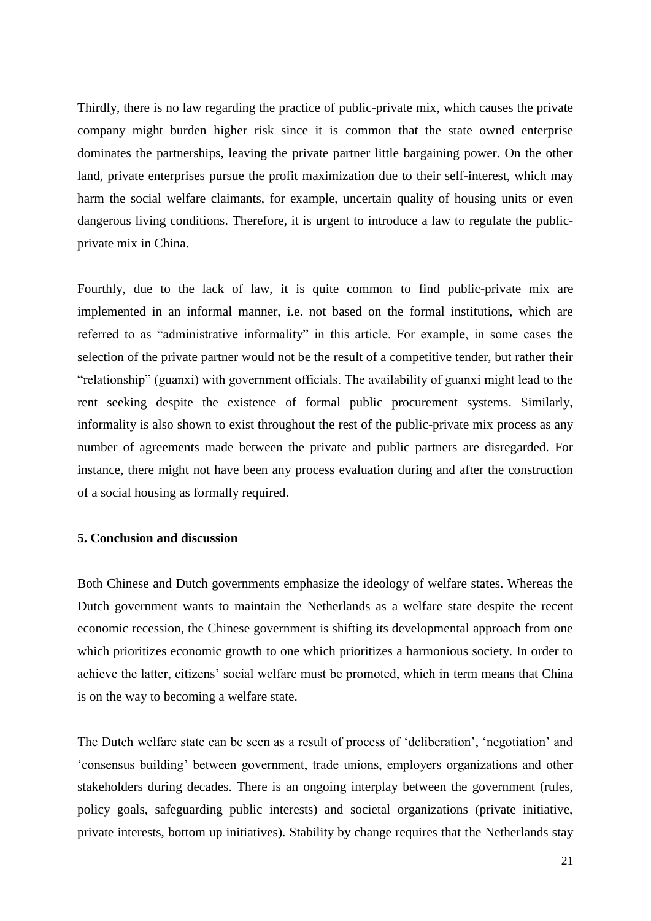Thirdly, there is no law regarding the practice of public-private mix, which causes the private company might burden higher risk since it is common that the state owned enterprise dominates the partnerships, leaving the private partner little bargaining power. On the other land, private enterprises pursue the profit maximization due to their self-interest, which may harm the social welfare claimants, for example, uncertain quality of housing units or even dangerous living conditions. Therefore, it is urgent to introduce a law to regulate the public-private mix in China.

Fourthly, due to the lack of law, it is quite common to find public-private mix are implemented in an informal manner, i.e. not based on the formal institutions, which are referred to as "administrative informality" in this article. For example, in some cases the selection of the private partner would not be the result of a competitive tender, but rather their "relationship" (guanxi) with government officials. The availability of guanxi might lead to the rent seeking despite the existence of formal public procurement systems. Similarly, informality is also shown to exist throughout the rest of the public-private mix process as any number of agreements made between the private and public partners are disregarded. For instance, there might not have been any process evaluation during and after the construction of a social housing as formally required.

## 5. Conclusion and discussion

Both Chinese and Dutch governments emphasize the ideology of welfare states. Whereas the Dutch government wants to maintain the Netherlands as a welfare state despite the recent economic recession, the Chinese government is shifting its developmental approach from one which prioritizes economic growth to one which prioritizes a harmonious society. In order to achieve the latter, citizens' social welfare must be promoted, which in term means that China is on the way to becoming a welfare state.

The Dutch welfare state can be seen as a result of process of 'deliberation', 'negotiation' and 'consensus building' between government, trade unions, employers organizations and other stakeholders during decades. There is an ongoing interplay between the government (rules, policy goals, safeguarding public interests) and societal organizations (private initiative, private interests, bottom up initiatives). Stability by change requires that the Netherlands stay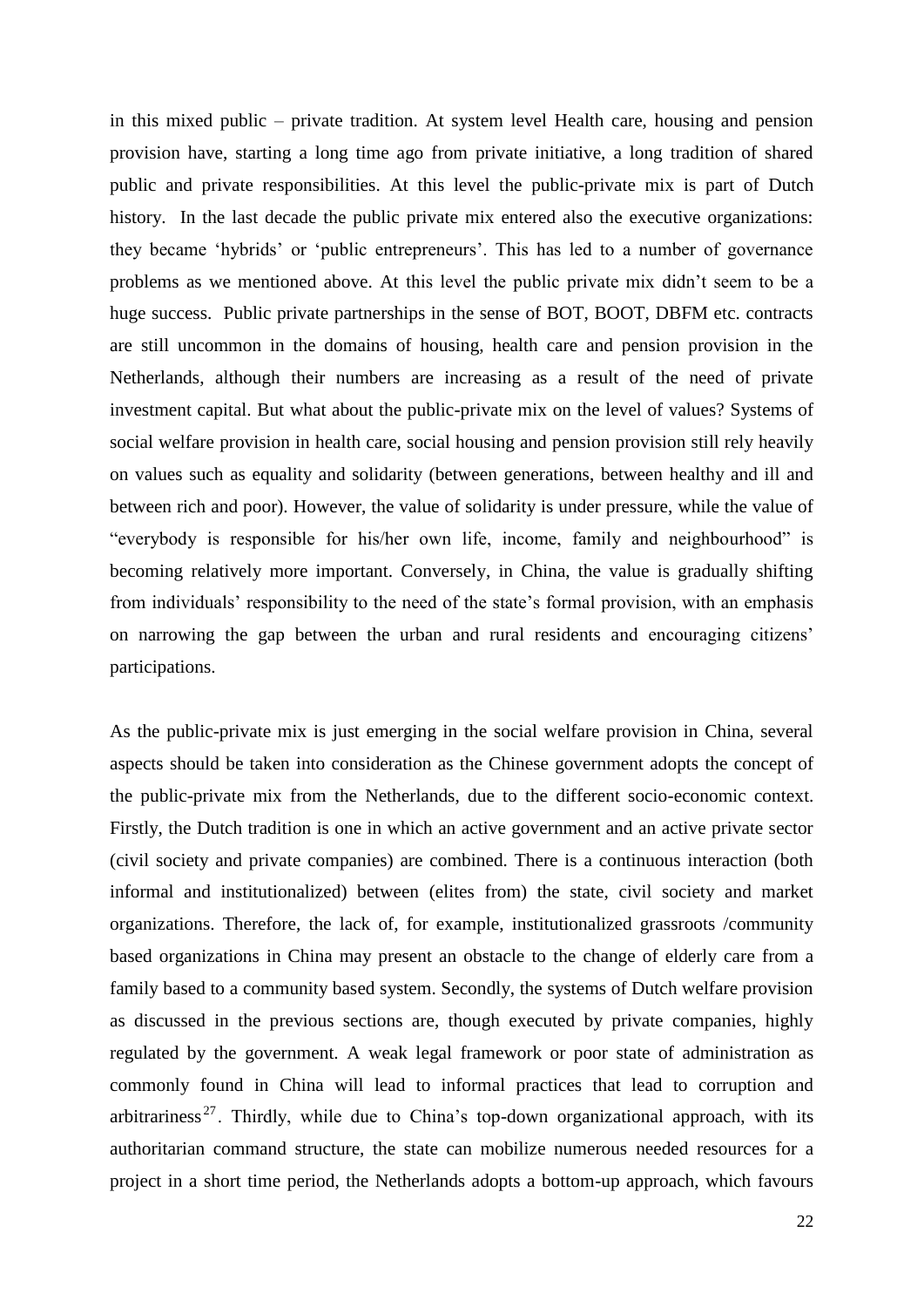in this mixed public – private tradition. At system level Health care, housing and pension provision have, starting a long time ago from private initiative, a long tradition of shared public and private responsibilities. At this level the public-private mix is part of Dutch history. In the last decade the public private mix entered also the executive organizations: they became 'hybrids' or 'public entrepreneurs'. This has led to a number of governance problems as we mentioned above. At this level the public private mix didn't seem to be a huge success. Public private partnerships in the sense of BOT, BOOT, DBFM etc. contracts are still uncommon in the domains of housing, health care and pension provision in the Netherlands, although their numbers are increasing as a result of the need of private investment capital. But what about the public-private mix on the level of values? Systems of social welfare provision in health care, social housing and pension provision still rely heavily on values such as equality and solidarity (between generations, between healthy and ill and between rich and poor). However, the value of solidarity is under pressure, while the value of "everybody is responsible for his/her own life, income, family and neighbourhood" is becoming relatively more important. Conversely, in China, the value is gradually shifting from individuals' responsibility to the need of the state's formal provision, with an emphasis on narrowing the gap between the urban and rural residents and encouraging citizens' participations.

As the public-private mix is just emerging in the social welfare provision in China, several aspects should be taken into consideration as the Chinese government adopts the concept of the public-private mix from the Netherlands, due to the different socio-economic context. Firstly, the Dutch tradition is one in which an active government and an active private sector (civil society and private companies) are combined. There is a continuous interaction (both informal and institutionalized) between (elites from) the state, civil society and market organizations. Therefore, the lack of, for example, institutionalized grassroots /community based organizations in China may present an obstacle to the change of elderly care from a family based to a community based system. Secondly, the systems of Dutch welfare provision as discussed in the previous sections are, though executed by private companies, highly regulated by the government. A weak legal framework or poor state of administration as commonly found in China will lead to informal practices that lead to corruption and arbitrariness[27]. Thirdly, while due to China's top-down organizational approach, with its authoritarian command structure, the state can mobilize numerous needed resources for a project in a short time period, the Netherlands adopts a bottom-up approach, which favours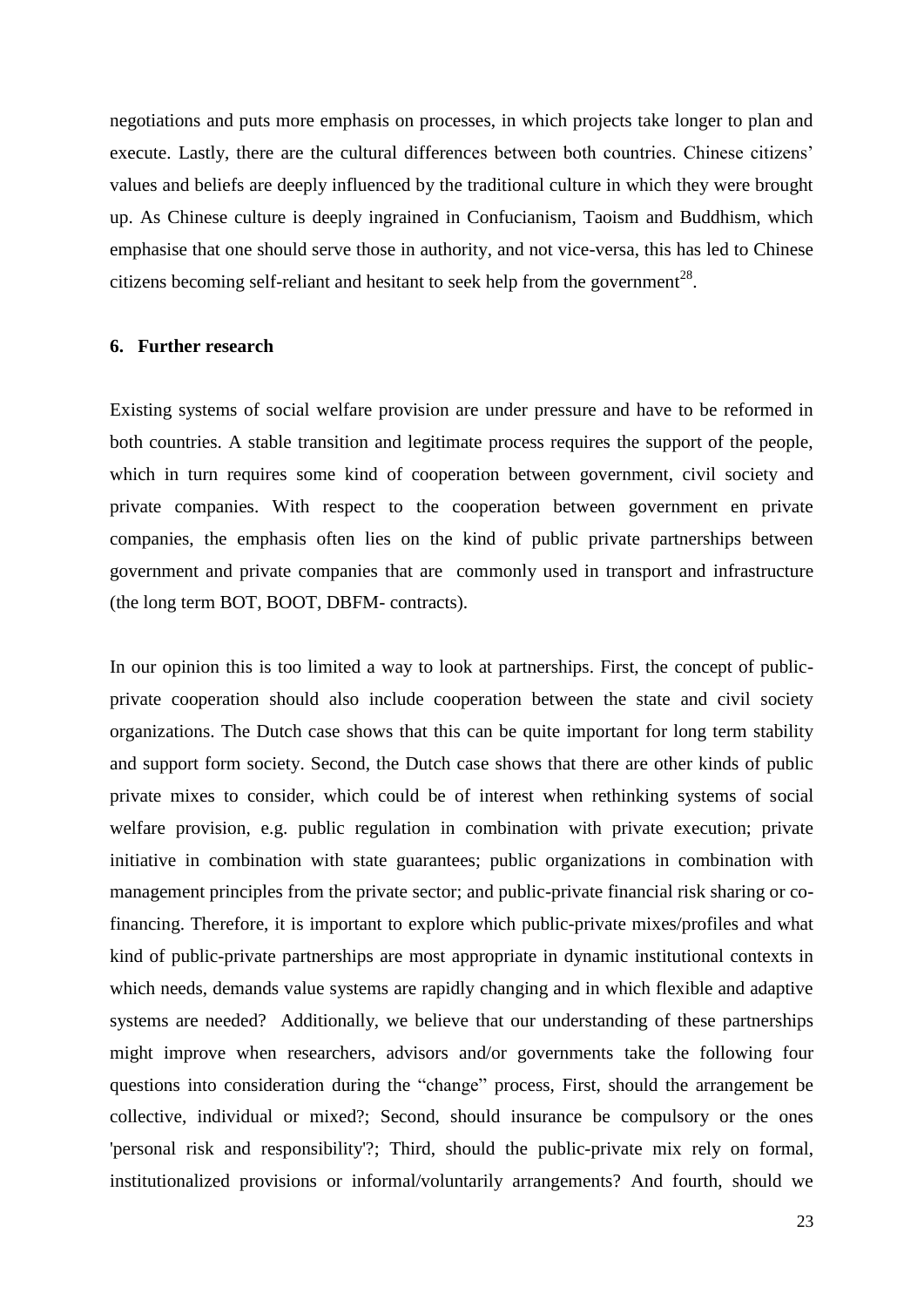negotiations and puts more emphasis on processes, in which projects take longer to plan and execute. Lastly, there are the cultural differences between both countries. Chinese citizens' values and beliefs are deeply influenced by the traditional culture in which they were brought up. As Chinese culture is deeply ingrained in Confucianism, Taoism and Buddhism, which emphasise that one should serve those in authority, and not vice-versa, this has led to Chinese citizens becoming self-reliant and hesitant to seek help from the government[28].

## 6. Further research

Existing systems of social welfare provision are under pressure and have to be reformed in both countries. A stable transition and legitimate process requires the support of the people, which in turn requires some kind of cooperation between government, civil society and private companies. With respect to the cooperation between government en private companies, the emphasis often lies on the kind of public private partnerships between government and private companies that are commonly used in transport and infrastructure (the long term BOT, BOOT, DBFM- contracts).

In our opinion this is too limited a way to look at partnerships. First, the concept of public-private cooperation should also include cooperation between the state and civil society organizations. The Dutch case shows that this can be quite important for long term stability and support form society. Second, the Dutch case shows that there are other kinds of public private mixes to consider, which could be of interest when rethinking systems of social welfare provision, e.g. public regulation in combination with private execution; private initiative in combination with state guarantees; public organizations in combination with management principles from the private sector; and public-private financial risk sharing or co-financing. Therefore, it is important to explore which public-private mixes/profiles and what kind of public-private partnerships are most appropriate in dynamic institutional contexts in which needs, demands value systems are rapidly changing and in which flexible and adaptive systems are needed? Additionally, we believe that our understanding of these partnerships might improve when researchers, advisors and/or governments take the following four questions into consideration during the "change" process, First, should the arrangement be collective, individual or mixed?; Second, should insurance be compulsory or the ones 'personal risk and responsibility'?; Third, should the public-private mix rely on formal, institutionalized provisions or informal/voluntarily arrangements? And fourth, should we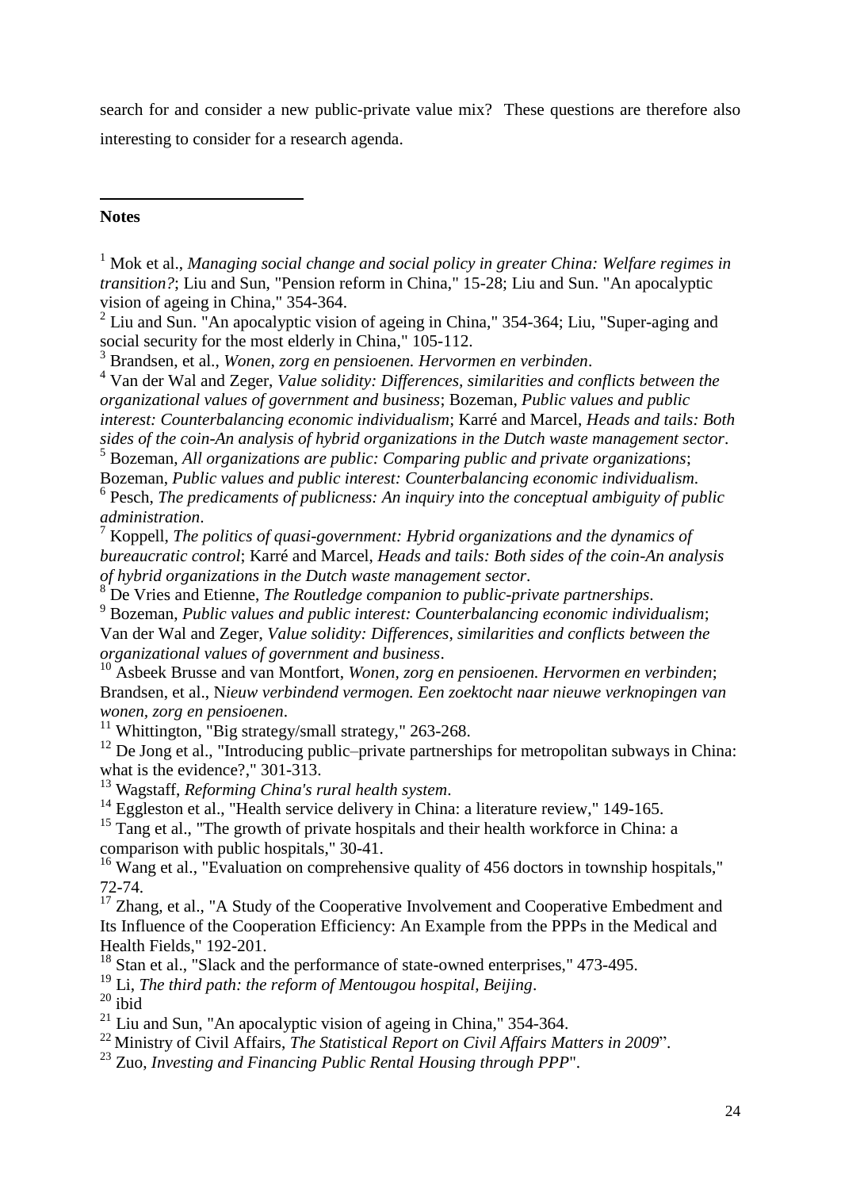search for and consider a new public-private value mix? These questions are therefore also interesting to consider for a research agenda.

**Notes**

[1] Mok et al., *Managing social change and social policy in greater China: Welfare regimes in transition?*; Liu and Sun, "Pension reform in China," 15-28; Liu and Sun. "An apocalyptic vision of ageing in China," 354-364.

[2] Liu and Sun. "An apocalyptic vision of ageing in China," 354-364; Liu, "Super-aging and social security for the most elderly in China," 105-112.

[3] Brandsen, et al., *Wonen, zorg en pensioenen. Hervormen en verbinden*.

[4] Van der Wal and Zeger, *Value solidity: Differences, similarities and conflicts between the organizational values of government and business*; Bozeman, *Public values and public interest: Counterbalancing economic individualism*; Karré and Marcel, *Heads and tails: Both sides of the coin-An analysis of hybrid organizations in the Dutch waste management sector*.

[5] Bozeman, *All organizations are public: Comparing public and private organizations*; Bozeman, *Public values and public interest: Counterbalancing economic individualism*.

[6] Pesch, *The predicaments of publicness: An inquiry into the conceptual ambiguity of public administration*.

[7] Koppell, *The politics of quasi-government: Hybrid organizations and the dynamics of bureaucratic control*; Karré and Marcel, *Heads and tails: Both sides of the coin-An analysis of hybrid organizations in the Dutch waste management sector*.

[8] De Vries and Etienne, *The Routledge companion to public-private partnerships*.

[9] Bozeman, *Public values and public interest: Counterbalancing economic individualism*; Van der Wal and Zeger, *Value solidity: Differences, similarities and conflicts between the organizational values of government and business*.

[10] Asbeek Brusse and van Montfort, *Wonen, zorg en pensioenen. Hervormen en verbinden*; Brandsen, et al., N*ieuw verbindend vermogen. Een zoektocht naar nieuwe verknopingen van wonen, zorg en pensioenen*.

[11] Whittington, "Big strategy/small strategy," 263-268.

[12] De Jong et al., "Introducing public–private partnerships for metropolitan subways in China: what is the evidence?," 301-313.

[13] Wagstaff, *Reforming China's rural health system*.

[14] Eggleston et al., "Health service delivery in China: a literature review," 149-165.

[15] Tang et al., "The growth of private hospitals and their health workforce in China: a comparison with public hospitals," 30-41.

[16] Wang et al., "Evaluation on comprehensive quality of 456 doctors in township hospitals," 72-74.

[17] Zhang, et al., "A Study of the Cooperative Involvement and Cooperative Embedment and Its Influence of the Cooperation Efficiency: An Example from the PPPs in the Medical and Health Fields," 192-201.

[18] Stan et al., "Slack and the performance of state-owned enterprises," 473-495.

[19] Li, *The third path: the reform of Mentougou hospital, Beijing*.

[20] ibid

[21] Liu and Sun, "An apocalyptic vision of ageing in China," 354-364.

[22] Ministry of Civil Affairs, *The Statistical Report on Civil Affairs Matters in 2009*".

[23] Zuo, *Investing and Financing Public Rental Housing through PPP*".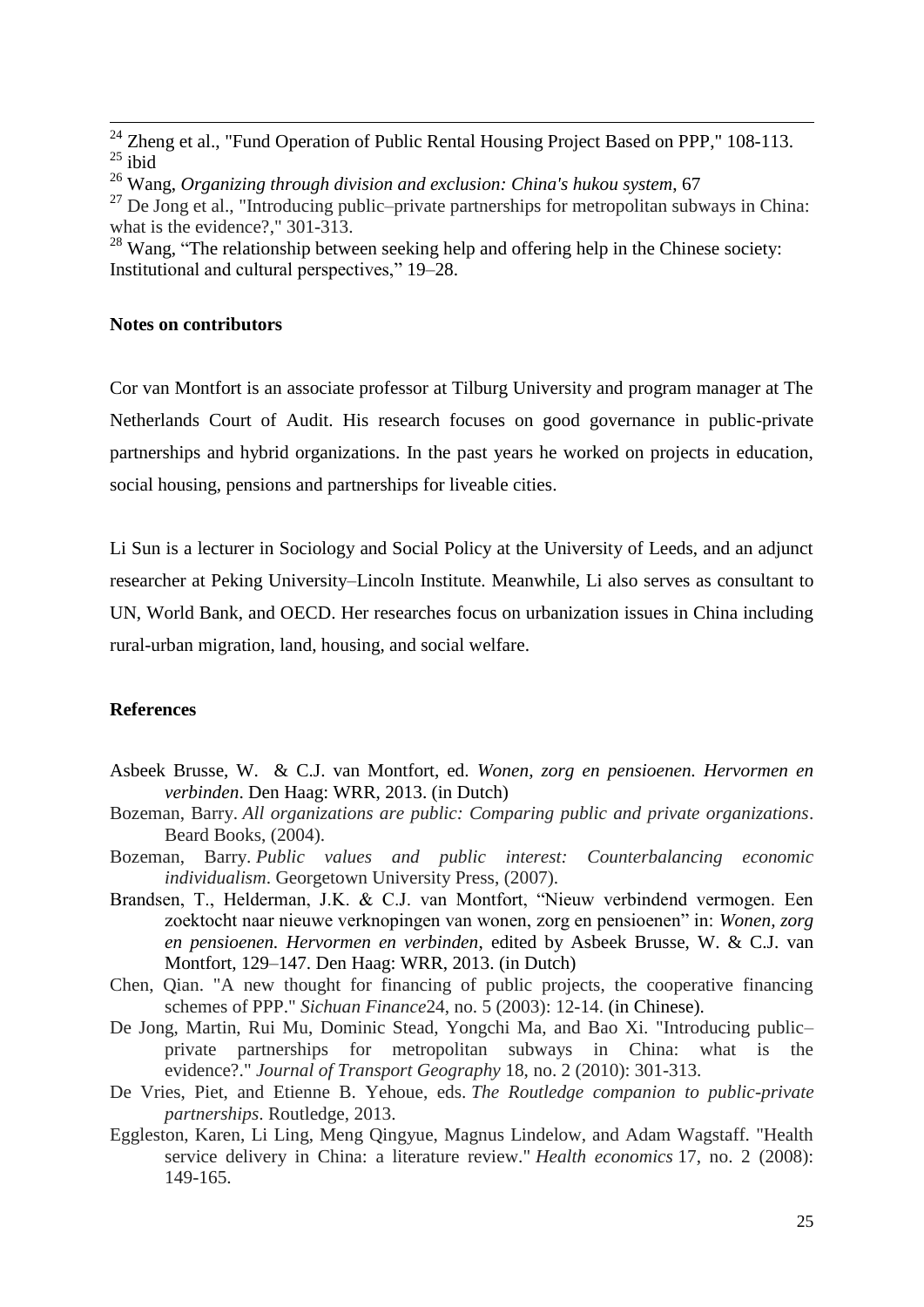[24] Zheng et al., "Fund Operation of Public Rental Housing Project Based on PPP," 108-113.
[25] ibid
[26] Wang, *Organizing through division and exclusion: China's hukou system*, 67
[27] De Jong et al., "Introducing public–private partnerships for metropolitan subways in China: what is the evidence?," 301-313.
[28] Wang, "The relationship between seeking help and offering help in the Chinese society: Institutional and cultural perspectives," 19–28.

**Notes on contributors**

Cor van Montfort is an associate professor at Tilburg University and program manager at The Netherlands Court of Audit. His research focuses on good governance in public-private partnerships and hybrid organizations. In the past years he worked on projects in education, social housing, pensions and partnerships for liveable cities.

Li Sun is a lecturer in Sociology and Social Policy at the University of Leeds, and an adjunct researcher at Peking University–Lincoln Institute. Meanwhile, Li also serves as consultant to UN, World Bank, and OECD. Her researches focus on urbanization issues in China including rural-urban migration, land, housing, and social welfare.

**References**

Asbeek Brusse, W. & C.J. van Montfort, ed. *Wonen, zorg en pensioenen. Hervormen en verbinden*. Den Haag: WRR, 2013. (in Dutch)

Bozeman, Barry. *All organizations are public: Comparing public and private organizations*. Beard Books, (2004).

Bozeman, Barry. *Public values and public interest: Counterbalancing economic individualism*. Georgetown University Press, (2007).

Brandsen, T., Helderman, J.K. & C.J. van Montfort, "Nieuw verbindend vermogen. Een zoektocht naar nieuwe verknopingen van wonen, zorg en pensioenen" in: *Wonen, zorg en pensioenen. Hervormen en verbinden*, edited by Asbeek Brusse, W. & C.J. van Montfort, 129–147. Den Haag: WRR, 2013. (in Dutch)

Chen, Qian. "A new thought for financing of public projects, the cooperative financing schemes of PPP." *Sichuan Finance*24, no. 5 (2003): 12-14. (in Chinese).

De Jong, Martin, Rui Mu, Dominic Stead, Yongchi Ma, and Bao Xi. "Introducing public–private partnerships for metropolitan subways in China: what is the evidence?." *Journal of Transport Geography* 18, no. 2 (2010): 301-313.

De Vries, Piet, and Etienne B. Yehoue, eds. *The Routledge companion to public-private partnerships*. Routledge, 2013.

Eggleston, Karen, Li Ling, Meng Qingyue, Magnus Lindelow, and Adam Wagstaff. "Health service delivery in China: a literature review." *Health economics* 17, no. 2 (2008): 149-165.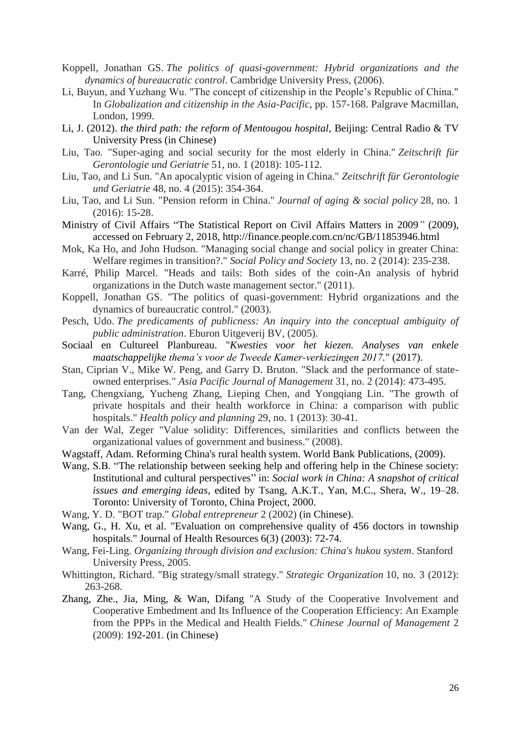Koppell, Jonathan GS. *The politics of quasi-government: Hybrid organizations and the dynamics of bureaucratic control*. Cambridge University Press, (2006).

Li, Buyun, and Yuzhang Wu. "The concept of citizenship in the People's Republic of China." In *Globalization and citizenship in the Asia-Pacific*, pp. 157-168. Palgrave Macmillan, London, 1999.

Li, J. (2012). *the third path: the reform of Mentougou hospital*, Beijing: Central Radio & TV University Press (in Chinese)

Liu, Tao. "Super-aging and social security for the most elderly in China." *Zeitschrift für Gerontologie und Geriatrie* 51, no. 1 (2018): 105-112.

Liu, Tao, and Li Sun. "An apocalyptic vision of ageing in China." *Zeitschrift für Gerontologie und Geriatrie* 48, no. 4 (2015): 354-364.

Liu, Tao, and Li Sun. "Pension reform in China." *Journal of aging & social policy* 28, no. 1 (2016): 15-28.

Ministry of Civil Affairs "The Statistical Report on Civil Affairs Matters in 2009*"* (2009), accessed on February 2, 2018, http://finance.people.com.cn/nc/GB/11853946.html

Mok, Ka Ho, and John Hudson. "Managing social change and social policy in greater China: Welfare regimes in transition?." *Social Policy and Society* 13, no. 2 (2014): 235-238.

Karré, Philip Marcel. "Heads and tails: Both sides of the coin-An analysis of hybrid organizations in the Dutch waste management sector." (2011).

Koppell, Jonathan GS. "The politics of quasi-government: Hybrid organizations and the dynamics of bureaucratic control." (2003).

Pesch, Udo. *The predicaments of publicness: An inquiry into the conceptual ambiguity of public administration*. Eburon Uitgeverij BV, (2005).

Sociaal en Cultureel Planbureau. "*Kwesties voor het kiezen. Analyses van enkele maatschappelijke thema's voor de Tweede Kamer-verkiezingen 2017.*" (2017).

Stan, Ciprian V., Mike W. Peng, and Garry D. Bruton. "Slack and the performance of state-owned enterprises." *Asia Pacific Journal of Management* 31, no. 2 (2014): 473-495.

Tang, Chengxiang, Yucheng Zhang, Lieping Chen, and Yongqiang Lin. "The growth of private hospitals and their health workforce in China: a comparison with public hospitals." *Health policy and planning* 29, no. 1 (2013): 30-41.

Van der Wal, Zeger "Value solidity: Differences, similarities and conflicts between the organizational values of government and business." (2008).

Wagstaff, Adam. Reforming China's rural health system. World Bank Publications, (2009).

Wang, S.B. "The relationship between seeking help and offering help in the Chinese society: Institutional and cultural perspectives" in: *Social work in China: A snapshot of critical issues and emerging ideas*, edited by Tsang, A.K.T., Yan, M.C., Shera, W., 19–28. Toronto: University of Toronto, China Project, 2000.

Wang, Y. D. "BOT trap." *Global entrepreneur* 2 (2002) (in Chinese).

Wang, G., H. Xu, et al. "Evaluation on comprehensive quality of 456 doctors in township hospitals." Journal of Health Resources 6(3) (2003): 72-74.

Wang, Fei-Ling. *Organizing through division and exclusion: China's hukou system*. Stanford University Press, 2005.

Whittington, Richard. "Big strategy/small strategy." *Strategic Organization* 10, no. 3 (2012): 263-268.

Zhang, Zhe., Jia, Ming, & Wan, Difang "A Study of the Cooperative Involvement and Cooperative Embedment and Its Influence of the Cooperation Efficiency: An Example from the PPPs in the Medical and Health Fields." *Chinese Journal of Management* 2 (2009): 192-201. (in Chinese)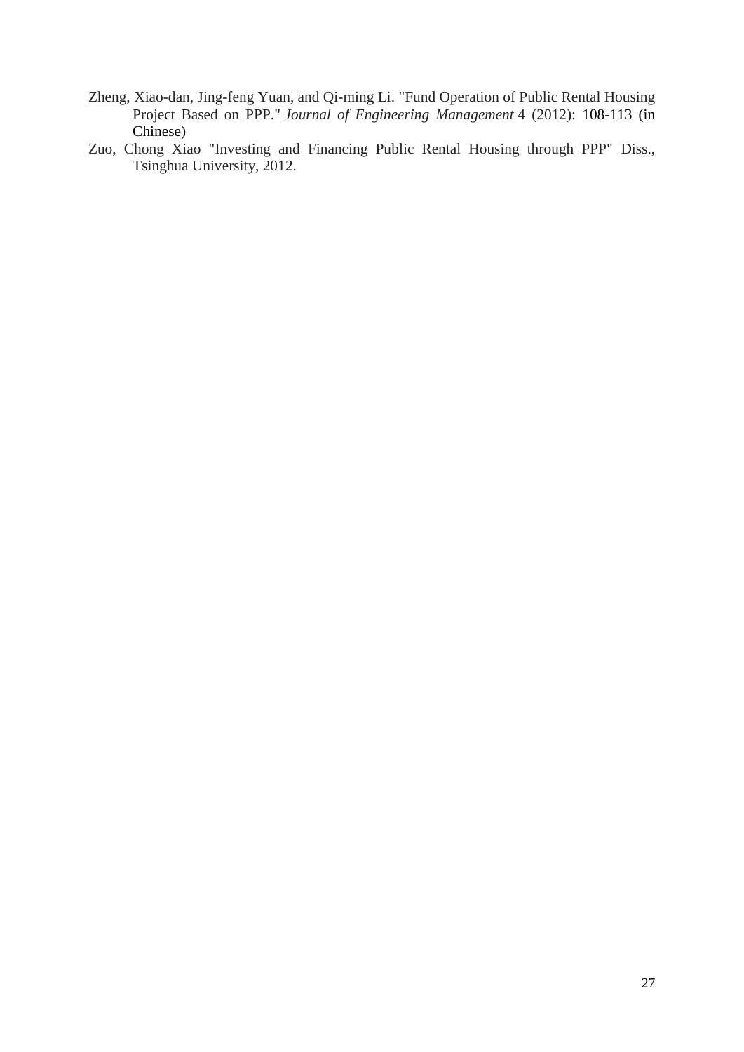Zheng, Xiao-dan, Jing-feng Yuan, and Qi-ming Li. "Fund Operation of Public Rental Housing Project Based on PPP." *Journal of Engineering Management* 4 (2012): 108-113 (in Chinese)

Zuo, Chong Xiao "Investing and Financing Public Rental Housing through PPP" Diss., Tsinghua University, 2012.